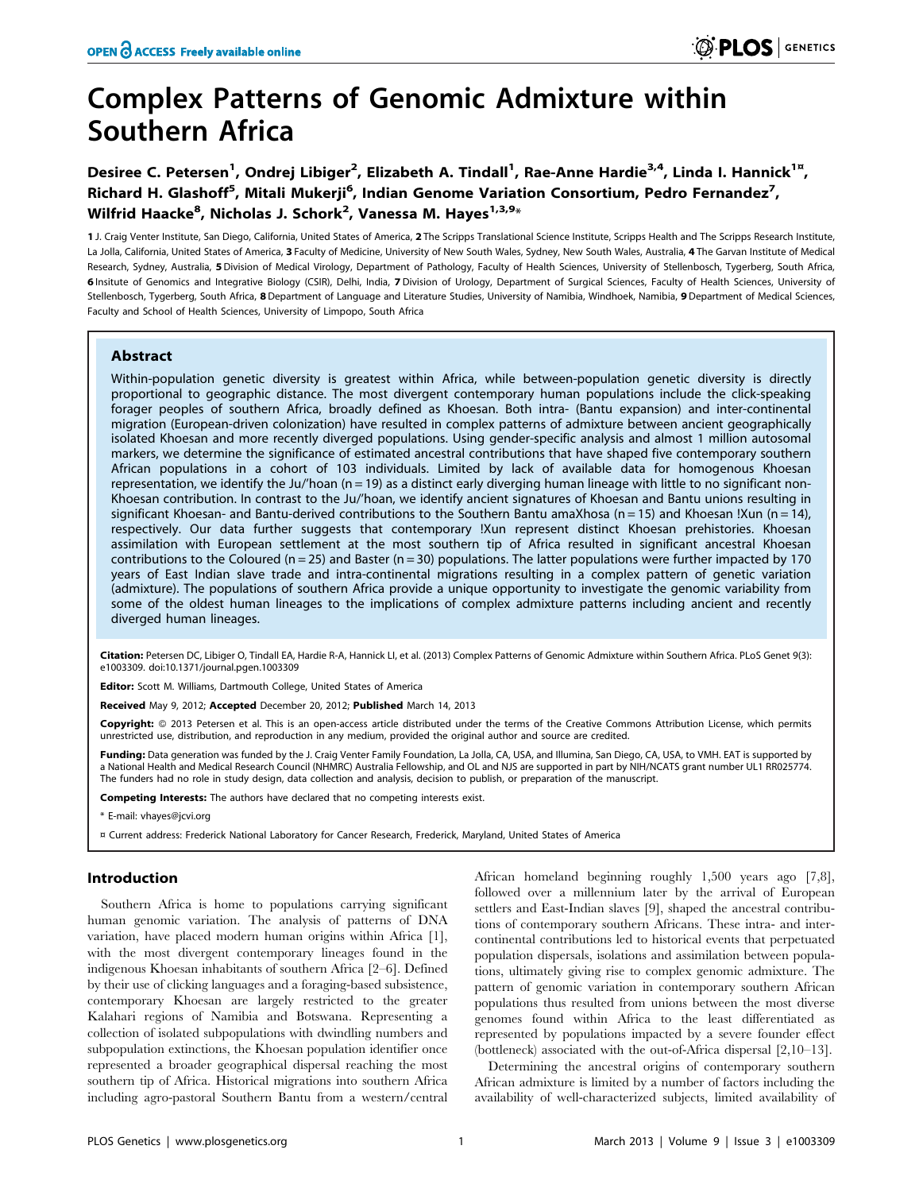# Complex Patterns of Genomic Admixture within Southern Africa

**Desiree C. Petersen[1], Ondrej Libiger[2], Elizabeth A. Tindall[1], Rae-Anne Hardie[3,4], Linda I. Hannick[1¤], Richard H. Glashoff[5], Mitali Mukerji[6], Indian Genome Variation Consortium, Pedro Fernandez[7], Wilfrid Haacke[8], Nicholas J. Schork[2], Vanessa M. Hayes[1,3,9]***

1 J. Craig Venter Institute, San Diego, California, United States of America, 2 The Scripps Translational Science Institute, Scripps Health and The Scripps Research Institute, La Jolla, California, United States of America, 3 Faculty of Medicine, University of New South Wales, Sydney, New South Wales, Australia, 4 The Garvan Institute of Medical Research, Sydney, Australia, 5 Division of Medical Virology, Department of Pathology, Faculty of Health Sciences, University of Stellenbosch, Tygerberg, South Africa, 6 Insitute of Genomics and Integrative Biology (CSIR), Delhi, India, 7 Division of Urology, Department of Surgical Sciences, Faculty of Health Sciences, University of Stellenbosch, Tygerberg, South Africa, 8 Department of Language and Literature Studies, University of Namibia, Windhoek, Namibia, 9 Department of Medical Sciences, Faculty and School of Health Sciences, University of Limpopo, South Africa

## Abstract

Within-population genetic diversity is greatest within Africa, while between-population genetic diversity is directly proportional to geographic distance. The most divergent contemporary human populations include the click-speaking forager peoples of southern Africa, broadly defined as Khoesan. Both intra- (Bantu expansion) and inter-continental migration (European-driven colonization) have resulted in complex patterns of admixture between ancient geographically isolated Khoesan and more recently diverged populations. Using gender-specific analysis and almost 1 million autosomal markers, we determine the significance of estimated ancestral contributions that have shaped five contemporary southern African populations in a cohort of 103 individuals. Limited by lack of available data for homogenous Khoesan representation, we identify the Ju/'hoan (n = 19) as a distinct early diverging human lineage with little to no significant non-Khoesan contribution. In contrast to the Ju/'hoan, we identify ancient signatures of Khoesan and Bantu unions resulting in significant Khoesan- and Bantu-derived contributions to the Southern Bantu amaXhosa (n = 15) and Khoesan !Xun (n = 14), respectively. Our data further suggests that contemporary !Xun represent distinct Khoesan prehistories. Khoesan assimilation with European settlement at the most southern tip of Africa resulted in significant ancestral Khoesan contributions to the Coloured (n = 25) and Baster (n = 30) populations. The latter populations were further impacted by 170 years of East Indian slave trade and intra-continental migrations resulting in a complex pattern of genetic variation (admixture). The populations of southern Africa provide a unique opportunity to investigate the genomic variability from some of the oldest human lineages to the implications of complex admixture patterns including ancient and recently diverged human lineages.

**Citation:** Petersen DC, Libiger O, Tindall EA, Hardie R-A, Hannick LI, et al. (2013) Complex Patterns of Genomic Admixture within Southern Africa. PLoS Genet 9(3): e1003309. doi:10.1371/journal.pgen.1003309

**Editor:** Scott M. Williams, Dartmouth College, United States of America

**Received** May 9, 2012; **Accepted** December 20, 2012; **Published** March 14, 2013

**Copyright:** © 2013 Petersen et al. This is an open-access article distributed under the terms of the Creative Commons Attribution License, which permits unrestricted use, distribution, and reproduction in any medium, provided the original author and source are credited.

**Funding:** Data generation was funded by the J. Craig Venter Family Foundation, La Jolla, CA, USA, and Illumina, San Diego, CA, USA, to VMH. EAT is supported by a National Health and Medical Research Council (NHMRC) Australia Fellowship, and OL and NJS are supported in part by NIH/NCATS grant number UL1 RR025774. The funders had no role in study design, data collection and analysis, decision to publish, or preparation of the manuscript.

**Competing Interests:** The authors have declared that no competing interests exist.

* E-mail: vhayes@jcvi.org

¤ Current address: Frederick National Laboratory for Cancer Research, Frederick, Maryland, United States of America

## Introduction

Southern Africa is home to populations carrying significant human genomic variation. The analysis of patterns of DNA variation, have placed modern human origins within Africa [1], with the most divergent contemporary lineages found in the indigenous Khoesan inhabitants of southern Africa [2–6]. Defined by their use of clicking languages and a foraging-based subsistence, contemporary Khoesan are largely restricted to the greater Kalahari regions of Namibia and Botswana. Representing a collection of isolated subpopulations with dwindling numbers and subpopulation extinctions, the Khoesan population identifier once represented a broader geographical dispersal reaching the most southern tip of Africa. Historical migrations into southern Africa including agro-pastoral Southern Bantu from a western/central African homeland beginning roughly 1,500 years ago [7,8], followed over a millennium later by the arrival of European settlers and East-Indian slaves [9], shaped the ancestral contributions of contemporary southern Africans. These intra- and inter-continental contributions led to historical events that perpetuated population dispersals, isolations and assimilation between populations, ultimately giving rise to complex genomic admixture. The pattern of genomic variation in contemporary southern African populations thus resulted from unions between the most diverse genomes found within Africa to the least differentiated as represented by populations impacted by a severe founder effect (bottleneck) associated with the out-of-Africa dispersal [2,10–13].

Determining the ancestral origins of contemporary southern African admixture is limited by a number of factors including the availability of well-characterized subjects, limited availability of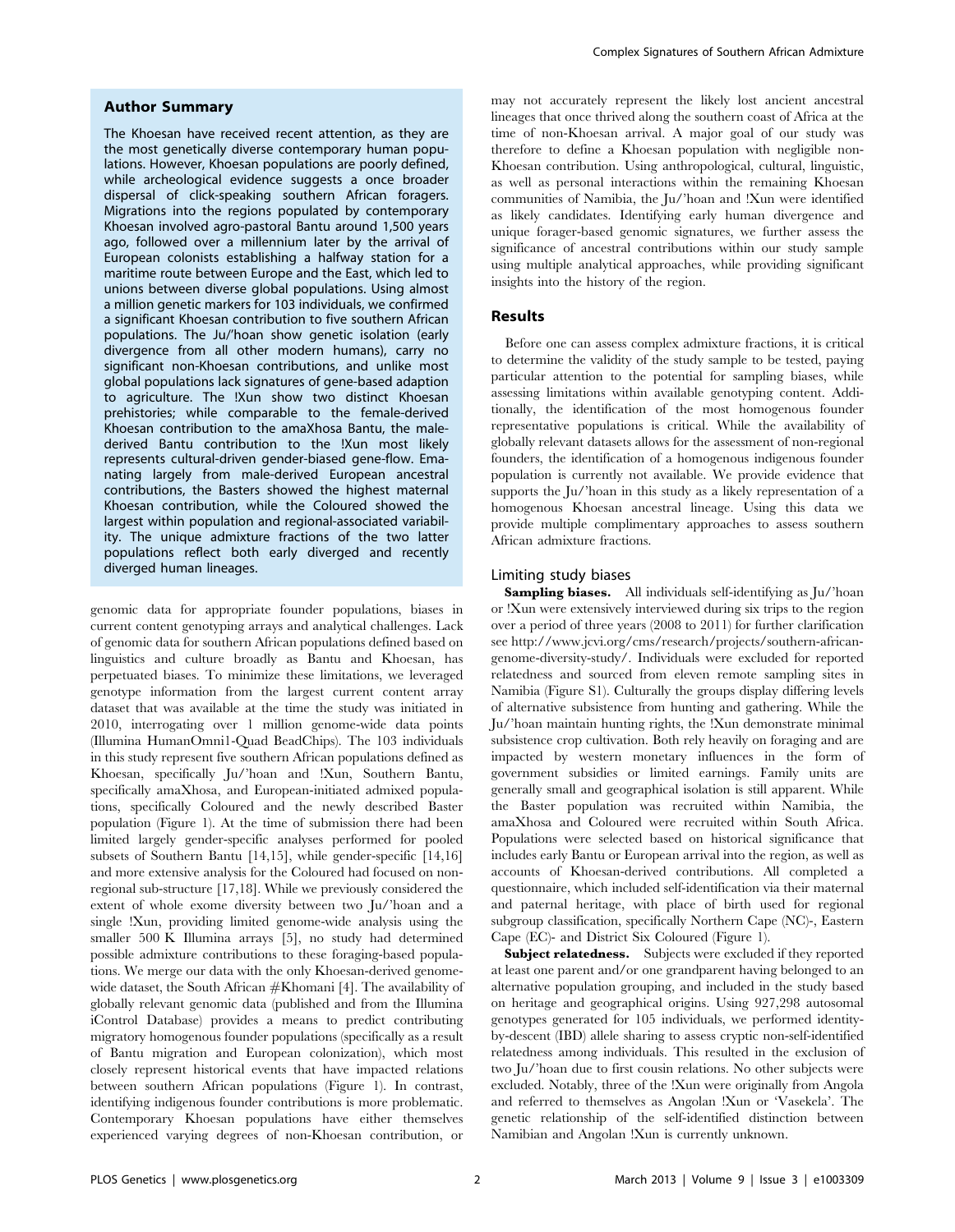## Author Summary

The Khoesan have received recent attention, as they are the most genetically diverse contemporary human populations. However, Khoesan populations are poorly defined, while archeological evidence suggests a once broader dispersal of click-speaking southern African foragers. Migrations into the regions populated by contemporary Khoesan involved agro-pastoral Bantu around 1,500 years ago, followed over a millennium later by the arrival of European colonists establishing a halfway station for a maritime route between Europe and the East, which led to unions between diverse global populations. Using almost a million genetic markers for 103 individuals, we confirmed a significant Khoesan contribution to five southern African populations. The Ju/'hoan show genetic isolation (early divergence from all other modern humans), carry no significant non-Khoesan contributions, and unlike most global populations lack signatures of gene-based adaption to agriculture. The !Xun show two distinct Khoesan prehistories; while comparable to the female-derived Khoesan contribution to the amaXhosa Bantu, the male-derived Bantu contribution to the !Xun most likely represents cultural-driven gender-biased gene-flow. Emanating largely from male-derived European ancestral contributions, the Basters showed the highest maternal Khoesan contribution, while the Coloured showed the largest within population and regional-associated variability. The unique admixture fractions of the two latter populations reflect both early diverged and recently diverged human lineages.

genomic data for appropriate founder populations, biases in current content genotyping arrays and analytical challenges. Lack of genomic data for southern African populations defined based on linguistics and culture broadly as Bantu and Khoesan, has perpetuated biases. To minimize these limitations, we leveraged genotype information from the largest current content array dataset that was available at the time the study was initiated in 2010, interrogating over 1 million genome-wide data points (Illumina HumanOmni1-Quad BeadChips). The 103 individuals in this study represent five southern African populations defined as Khoesan, specifically Ju/'hoan and !Xun, Southern Bantu, specifically amaXhosa, and European-initiated admixed populations, specifically Coloured and the newly described Baster population (Figure 1). At the time of submission there had been limited largely gender-specific analyses performed for pooled subsets of Southern Bantu [14,15], while gender-specific [14,16] and more extensive analysis for the Coloured had focused on non-regional sub-structure [17,18]. While we previously considered the extent of whole exome diversity between two Ju/'hoan and a single !Xun, providing limited genome-wide analysis using the smaller 500 K Illumina arrays [5], no study had determined possible admixture contributions to these foraging-based populations. We merge our data with the only Khoesan-derived genome-wide dataset, the South African #Khomani [4]. The availability of globally relevant genomic data (published and from the Illumina iControl Database) provides a means to predict contributing migratory homogenous founder populations (specifically as a result of Bantu migration and European colonization), which most closely represent historical events that have impacted relations between southern African populations (Figure 1). In contrast, identifying indigenous founder contributions is more problematic. Contemporary Khoesan populations have either themselves experienced varying degrees of non-Khoesan contribution, or may not accurately represent the likely lost ancient ancestral lineages that once thrived along the southern coast of Africa at the time of non-Khoesan arrival. A major goal of our study was therefore to define a Khoesan population with negligible non-Khoesan contribution. Using anthropological, cultural, linguistic, as well as personal interactions within the remaining Khoesan communities of Namibia, the Ju/'hoan and !Xun were identified as likely candidates. Identifying early human divergence and unique forager-based genomic signatures, we further assess the significance of ancestral contributions within our study sample using multiple analytical approaches, while providing significant insights into the history of the region.

## Results

Before one can assess complex admixture fractions, it is critical to determine the validity of the study sample to be tested, paying particular attention to the potential for sampling biases, while assessing limitations within available genotyping content. Additionally, the identification of the most homogenous founder representative populations is critical. While the availability of globally relevant datasets allows for the assessment of non-regional founders, the identification of a homogenous indigenous founder population is currently not available. We provide evidence that supports the Ju/'hoan in this study as a likely representation of a homogenous Khoesan ancestral lineage. Using this data we provide multiple complimentary approaches to assess southern African admixture fractions.

### Limiting study biases

**Sampling biases.** All individuals self-identifying as Ju/'hoan or !Xun were extensively interviewed during six trips to the region over a period of three years (2008 to 2011) for further clarification see http://www.jcvi.org/cms/research/projects/southern-african-genome-diversity-study/. Individuals were excluded for reported relatedness and sourced from eleven remote sampling sites in Namibia (Figure S1). Culturally the groups display differing levels of alternative subsistence from hunting and gathering. While the Ju/'hoan maintain hunting rights, the !Xun demonstrate minimal subsistence crop cultivation. Both rely heavily on foraging and are impacted by western monetary influences in the form of government subsidies or limited earnings. Family units are generally small and geographical isolation is still apparent. While the Baster population was recruited within Namibia, the amaXhosa and Coloured were recruited within South Africa. Populations were selected based on historical significance that includes early Bantu or European arrival into the region, as well as accounts of Khoesan-derived contributions. All completed a questionnaire, which included self-identification via their maternal and paternal heritage, with place of birth used for regional subgroup classification, specifically Northern Cape (NC)-, Eastern Cape (EC)- and District Six Coloured (Figure 1).

**Subject relatedness.** Subjects were excluded if they reported at least one parent and/or one grandparent having belonged to an alternative population grouping, and included in the study based on heritage and geographical origins. Using 927,298 autosomal genotypes generated for 105 individuals, we performed identity-by-descent (IBD) allele sharing to assess cryptic non-self-identified relatedness among individuals. This resulted in the exclusion of two Ju/'hoan due to first cousin relations. No other subjects were excluded. Notably, three of the !Xun were originally from Angola and referred to themselves as Angolan !Xun or 'Vasekela'. The genetic relationship of the self-identified distinction between Namibian and Angolan !Xun is currently unknown.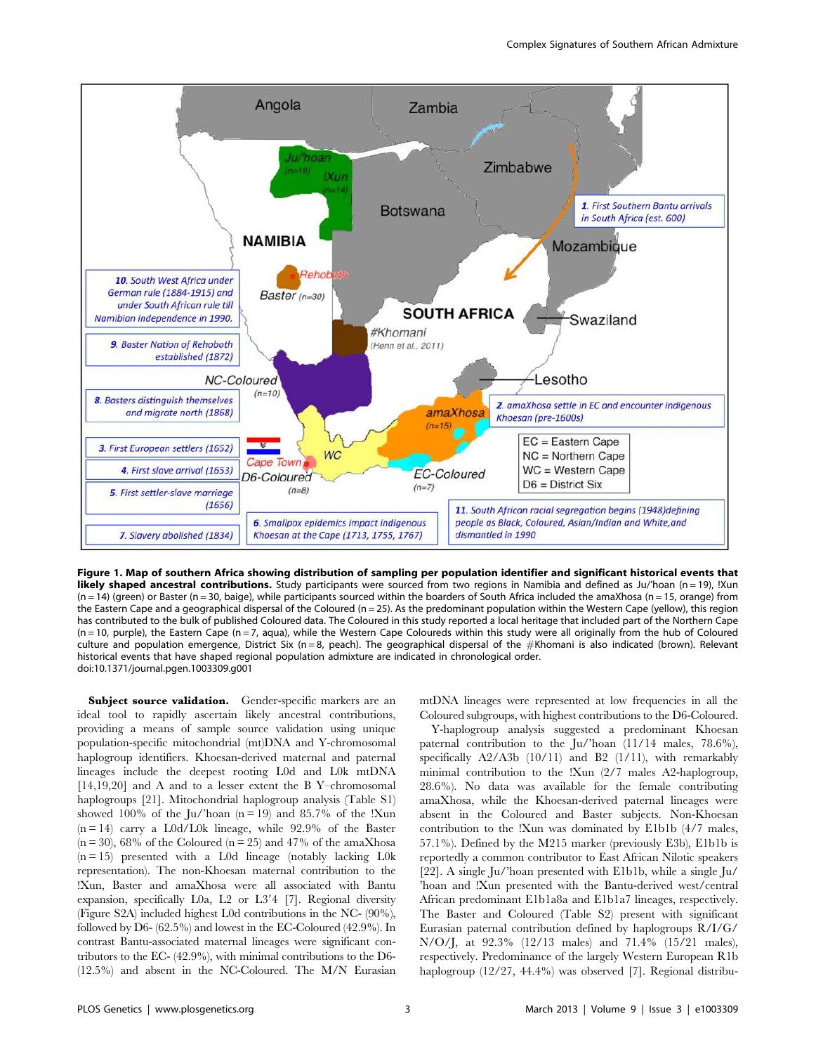**Figure 1. Map of southern Africa showing distribution of sampling per population identifier and significant historical events that likely shaped ancestral contributions.** Study participants were sourced from two regions in Namibia and defined as Ju/'hoan (n = 19), !Xun (n = 14) (green) or Baster (n = 30, baige), while participants sourced within the boarders of South Africa included the amaXhosa (n = 15, orange) from the Eastern Cape and a geographical dispersal of the Coloured (n = 25). As the predominant population within the Western Cape (yellow), this region has contributed to the bulk of published Coloured data. The Coloured in this study reported a local heritage that included part of the Northern Cape (n = 10, purple), the Eastern Cape (n = 7, aqua), while the Western Cape Coloureds within this study were all originally from the hub of Coloured culture and population emergence, District Six (n = 8, peach). The geographical dispersal of the ≠Khomani is also indicated (brown). Relevant historical events that have shaped regional population admixture are indicated in chronological order.
doi:10.1371/journal.pgen.1003309.g001

**Subject source validation.** Gender-specific markers are an ideal tool to rapidly ascertain likely ancestral contributions, providing a means of sample source validation using unique population-specific mitochondrial (mt)DNA and Y-chromosomal haplogroup identifiers. Khoesan-derived maternal and paternal lineages include the deepest rooting L0d and L0k mtDNA [14,19,20] and A and to a lesser extent the B Y–chromosomal haplogroups [21]. Mitochondrial haplogroup analysis (Table S1) showed 100% of the Ju/'hoan (n = 19) and 85.7% of the !Xun (n = 14) carry a L0d/L0k lineage, while 92.9% of the Baster (n = 30), 68% of the Coloured (n = 25) and 47% of the amaXhosa (n = 15) presented with a L0d lineage (notably lacking L0k representation). The non-Khoesan maternal contribution to the !Xun, Baster and amaXhosa were all associated with Bantu expansion, specifically L0a, L2 or L3′4 [7]. Regional diversity (Figure S2A) included highest L0d contributions in the NC- (90%), followed by D6- (62.5%) and lowest in the EC-Coloured (42.9%). In contrast Bantu-associated maternal lineages were significant contributors to the EC- (42.9%), with minimal contributions to the D6- (12.5%) and absent in the NC-Coloured. The M/N Eurasian mtDNA lineages were represented at low frequencies in all the Coloured subgroups, with highest contributions to the D6-Coloured.

Y-haplogroup analysis suggested a predominant Khoesan paternal contribution to the Ju/'hoan (11/14 males, 78.6%), specifically A2/A3b (10/11) and B2 (1/11), with remarkably minimal contribution to the !Xun (2/7 males A2-haplogroup, 28.6%). No data was available for the female contributing amaXhosa, while the Khoesan-derived paternal lineages were absent in the Coloured and Baster subjects. Non-Khoesan contribution to the !Xun was dominated by E1b1b (4/7 males, 57.1%). Defined by the M215 marker (previously E3b), E1b1b is reportedly a common contributor to East African Nilotic speakers [22]. A single Ju/'hoan presented with E1b1b, while a single Ju/'hoan and !Xun presented with the Bantu-derived west/central African predominant E1b1a8a and E1b1a7 lineages, respectively. The Baster and Coloured (Table S2) present with significant Eurasian paternal contribution defined by haplogroups R/I/G/N/O/J, at 92.3% (12/13 males) and 71.4% (15/21 males), respectively. Predominance of the largely Western European R1b haplogroup (12/27, 44.4%) was observed [7]. Regional distribu-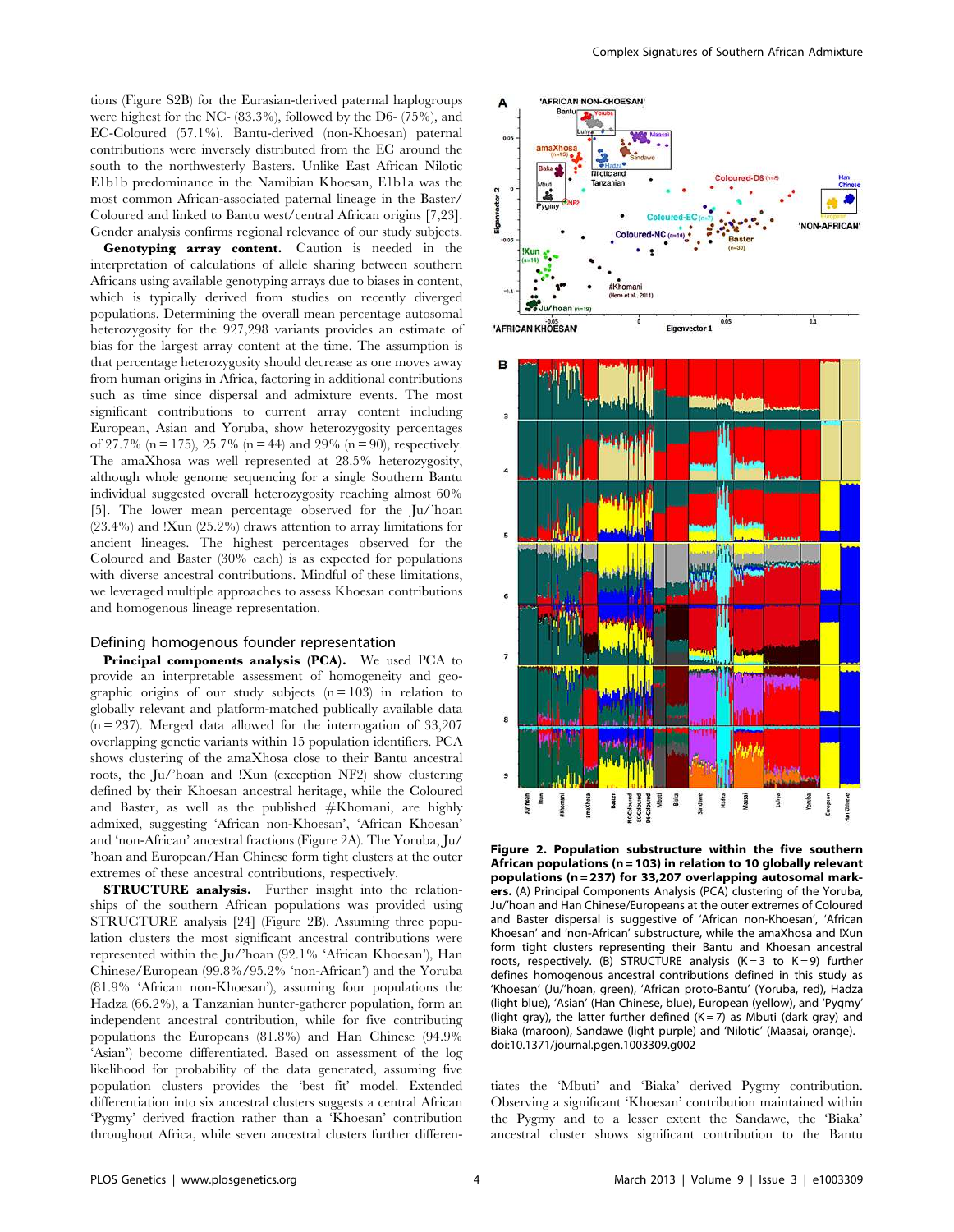tions (Figure S2B) for the Eurasian-derived paternal haplogroups were highest for the NC- (83.3%), followed by the D6- (75%), and EC-Coloured (57.1%). Bantu-derived (non-Khoesan) paternal contributions were inversely distributed from the EC around the south to the northwesterly Basters. Unlike East African Nilotic E1b1b predominance in the Namibian Khoesan, E1b1a was the most common African-associated paternal lineage in the Baster/Coloured and linked to Bantu west/central African origins [7,23]. Gender analysis confirms regional relevance of our study subjects.

**Genotyping array content.** Caution is needed in the interpretation of calculations of allele sharing between southern Africans using available genotyping arrays due to biases in content, which is typically derived from studies on recently diverged populations. Determining the overall mean percentage autosomal heterozygosity for the 927,298 variants provides an estimate of bias for the largest array content at the time. The assumption is that percentage heterozygosity should decrease as one moves away from human origins in Africa, factoring in additional contributions such as time since dispersal and admixture events. The most significant contributions to current array content including European, Asian and Yoruba, show heterozygosity percentages of 27.7% (n = 175), 25.7% (n = 44) and 29% (n = 90), respectively. The amaXhosa was well represented at 28.5% heterozygosity, although whole genome sequencing for a single Southern Bantu individual suggested overall heterozygosity reaching almost 60% [5]. The lower mean percentage observed for the Ju/'hoan (23.4%) and !Xun (25.2%) draws attention to array limitations for ancient lineages. The highest percentages observed for the Coloured and Baster (30% each) is as expected for populations with diverse ancestral contributions. Mindful of these limitations, we leveraged multiple approaches to assess Khoesan contributions and homogenous lineage representation.

## Defining homogenous founder representation

**Principal components analysis (PCA).** We used PCA to provide an interpretable assessment of homogeneity and geographic origins of our study subjects (n = 103) in relation to globally relevant and platform-matched publically available data (n = 237). Merged data allowed for the interrogation of 33,207 overlapping genetic variants within 15 population identifiers. PCA shows clustering of the amaXhosa close to their Bantu ancestral roots, the Ju/'hoan and !Xun (exception NF2) show clustering defined by their Khoesan ancestral heritage, while the Coloured and Baster, as well as the published #Khomani, are highly admixed, suggesting 'African non-Khoesan', 'African Khoesan' and 'non-African' ancestral fractions (Figure 2A). The Yoruba, Ju/'hoan and European/Han Chinese form tight clusters at the outer extremes of these ancestral contributions, respectively.

**STRUCTURE analysis.** Further insight into the relationships of the southern African populations was provided using STRUCTURE analysis [24] (Figure 2B). Assuming three population clusters the most significant ancestral contributions were represented within the Ju/'hoan (92.1% 'African Khoesan'), Han Chinese/European (99.8%/95.2% 'non-African') and the Yoruba (81.9% 'African non-Khoesan'), assuming four populations the Hadza (66.2%), a Tanzanian hunter-gatherer population, form an independent ancestral contribution, while for five contributing populations the Europeans (81.8%) and Han Chinese (94.9% 'Asian') become differentiated. Based on assessment of the log likelihood for probability of the data generated, assuming five population clusters provides the 'best fit' model. Extended differentiation into six ancestral clusters suggests a central African 'Pygmy' derived fraction rather than a 'Khoesan' contribution throughout Africa, while seven ancestral clusters further differentiates the 'Mbuti' and 'Biaka' derived Pygmy contribution. Observing a significant 'Khoesan' contribution maintained within the Pygmy and to a lesser extent the Sandawe, the 'Biaka' ancestral cluster shows significant contribution to the Bantu

**Figure 2. Population substructure within the five southern African populations (n = 103) in relation to 10 globally relevant populations (n = 237) for 33,207 overlapping autosomal markers.** (A) Principal Components Analysis (PCA) clustering of the Yoruba, Ju/'hoan and Han Chinese/Europeans at the outer extremes of Coloured and Baster dispersal is suggestive of 'African non-Khoesan', 'African Khoesan' and 'non-African' substructure, while the amaXhosa and !Xun form tight clusters representing their Bantu and Khoesan ancestral roots, respectively. (B) STRUCTURE analysis (K = 3 to K = 9) further defines homogenous ancestral contributions defined in this study as 'Khoesan' (Ju/'hoan, green), 'African proto-Bantu' (Yoruba, red), Hadza (light blue), 'Asian' (Han Chinese, blue), European (yellow), and 'Pygmy' (light gray), the latter further defined (K = 7) as Mbuti (dark gray) and Biaka (maroon), Sandawe (light purple) and 'Nilotic' (Maasai, orange).
doi:10.1371/journal.pgen.1003309.g002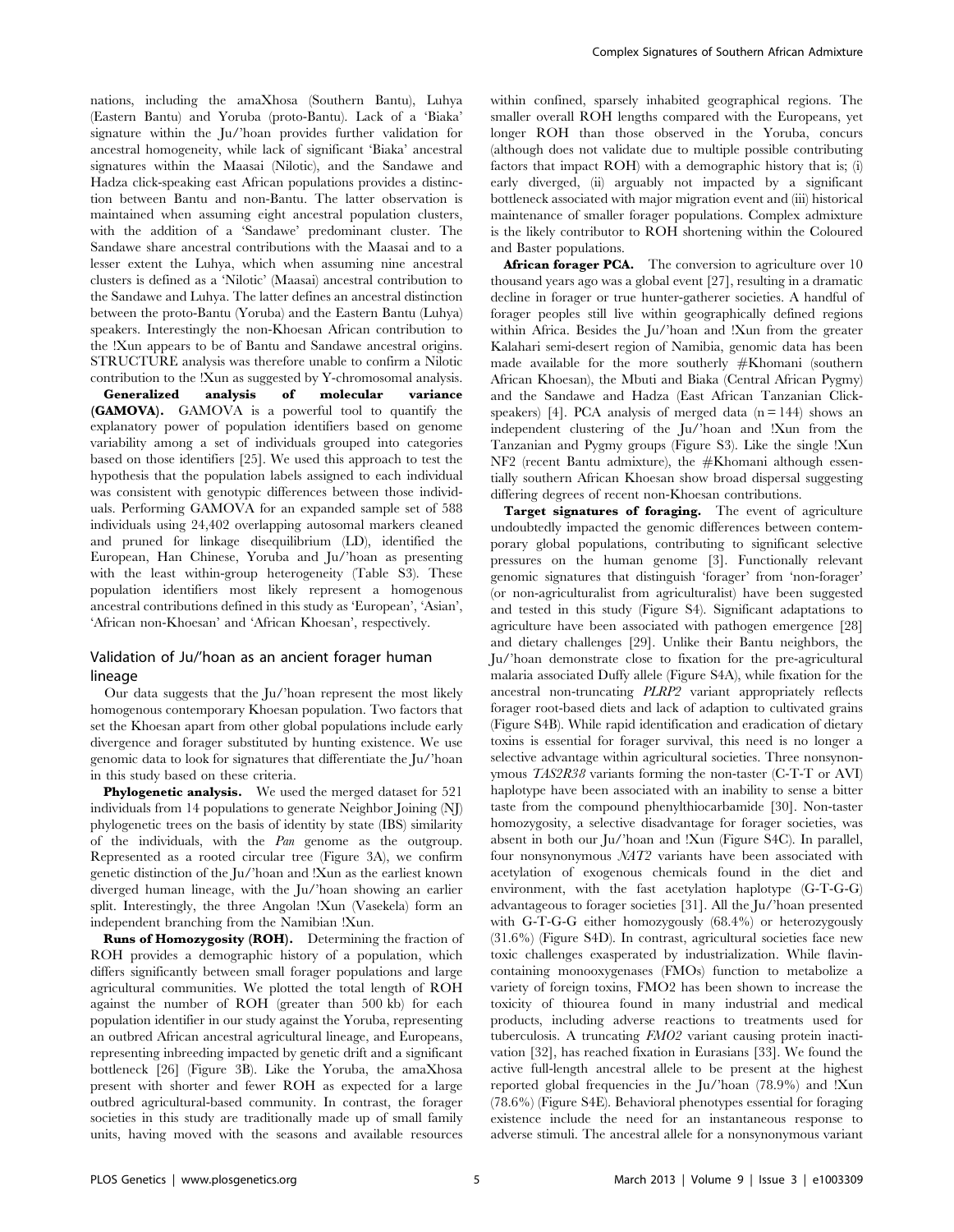nations, including the amaXhosa (Southern Bantu), Luhya (Eastern Bantu) and Yoruba (proto-Bantu). Lack of a 'Biaka' signature within the Ju/'hoan provides further validation for ancestral homogeneity, while lack of significant 'Biaka' ancestral signatures within the Maasai (Nilotic), and the Sandawe and Hadza click-speaking east African populations provides a distinction between Bantu and non-Bantu. The latter observation is maintained when assuming eight ancestral population clusters, with the addition of a 'Sandawe' predominant cluster. The Sandawe share ancestral contributions with the Maasai and to a lesser extent the Luhya, which when assuming nine ancestral clusters is defined as a 'Nilotic' (Maasai) ancestral contribution to the Sandawe and Luhya. The latter defines an ancestral distinction between the proto-Bantu (Yoruba) and the Eastern Bantu (Luhya) speakers. Interestingly the non-Khoesan African contribution to the !Xun appears to be of Bantu and Sandawe ancestral origins. STRUCTURE analysis was therefore unable to confirm a Nilotic contribution to the !Xun as suggested by Y-chromosomal analysis.

**Generalized analysis of molecular variance (GAMOVA).** GAMOVA is a powerful tool to quantify the explanatory power of population identifiers based on genome variability among a set of individuals grouped into categories based on those identifiers [25]. We used this approach to test the hypothesis that the population labels assigned to each individual was consistent with genotypic differences between those individuals. Performing GAMOVA for an expanded sample set of 588 individuals using 24,402 overlapping autosomal markers cleaned and pruned for linkage disequilibrium (LD), identified the European, Han Chinese, Yoruba and Ju/'hoan as presenting with the least within-group heterogeneity (Table S3). These population identifiers most likely represent a homogenous ancestral contributions defined in this study as 'European', 'Asian', 'African non-Khoesan' and 'African Khoesan', respectively.

## Validation of Ju/'hoan as an ancient forager human lineage

Our data suggests that the Ju/'hoan represent the most likely homogenous contemporary Khoesan population. Two factors that set the Khoesan apart from other global populations include early divergence and forager substituted by hunting existence. We use genomic data to look for signatures that differentiate the Ju/'hoan in this study based on these criteria.

**Phylogenetic analysis.** We used the merged dataset for 521 individuals from 14 populations to generate Neighbor Joining (NJ) phylogenetic trees on the basis of identity by state (IBS) similarity of the individuals, with the *Pan* genome as the outgroup. Represented as a rooted circular tree (Figure 3A), we confirm genetic distinction of the Ju/'hoan and !Xun as the earliest known diverged human lineage, with the Ju/'hoan showing an earlier split. Interestingly, the three Angolan !Xun (Vasekela) form an independent branching from the Namibian !Xun.

**Runs of Homozygosity (ROH).** Determining the fraction of ROH provides a demographic history of a population, which differs significantly between small forager populations and large agricultural communities. We plotted the total length of ROH against the number of ROH (greater than 500 kb) for each population identifier in our study against the Yoruba, representing an outbred African ancestral agricultural lineage, and Europeans, representing inbreeding impacted by genetic drift and a significant bottleneck [26] (Figure 3B). Like the Yoruba, the amaXhosa present with shorter and fewer ROH as expected for a large outbred agricultural-based community. In contrast, the forager societies in this study are traditionally made up of small family units, having moved with the seasons and available resources within confined, sparsely inhabited geographical regions. The smaller overall ROH lengths compared with the Europeans, yet longer ROH than those observed in the Yoruba, concurs (although does not validate due to multiple possible contributing factors that impact ROH) with a demographic history that is; (i) early diverged, (ii) arguably not impacted by a significant bottleneck associated with major migration event and (iii) historical maintenance of smaller forager populations. Complex admixture is the likely contributor to ROH shortening within the Coloured and Baster populations.

**African forager PCA.** The conversion to agriculture over 10 thousand years ago was a global event [27], resulting in a dramatic decline in forager or true hunter-gatherer societies. A handful of forager peoples still live within geographically defined regions within Africa. Besides the Ju/'hoan and !Xun from the greater Kalahari semi-desert region of Namibia, genomic data has been made available for the more southerly #Khomani (southern African Khoesan), the Mbuti and Biaka (Central African Pygmy) and the Sandawe and Hadza (East African Tanzanian Click-speakers) [4]. PCA analysis of merged data (n = 144) shows an independent clustering of the Ju/'hoan and !Xun from the Tanzanian and Pygmy groups (Figure S3). Like the single !Xun NF2 (recent Bantu admixture), the #Khomani although essentially southern African Khoesan show broad dispersal suggesting differing degrees of recent non-Khoesan contributions.

**Target signatures of foraging.** The event of agriculture undoubtedly impacted the genomic differences between contemporary global populations, contributing to significant selective pressures on the human genome [3]. Functionally relevant genomic signatures that distinguish 'forager' from 'non-forager' (or non-agriculturalist from agriculturalist) have been suggested and tested in this study (Figure S4). Significant adaptations to agriculture have been associated with pathogen emergence [28] and dietary challenges [29]. Unlike their Bantu neighbors, the Ju/'hoan demonstrate close to fixation for the pre-agricultural malaria associated Duffy allele (Figure S4A), while fixation for the ancestral non-truncating *PLRP2* variant appropriately reflects forager root-based diets and lack of adaption to cultivated grains (Figure S4B). While rapid identification and eradication of dietary toxins is essential for forager survival, this need is no longer a selective advantage within agricultural societies. Three nonsynonymous *TAS2R38* variants forming the non-taster (C-T-T or AVI) haplotype have been associated with an inability to sense a bitter taste from the compound phenylthiocarbamide [30]. Non-taster homozygosity, a selective disadvantage for forager societies, was absent in both our Ju/'hoan and !Xun (Figure S4C). In parallel, four nonsynonymous *NAT2* variants have been associated with acetylation of exogenous chemicals found in the diet and environment, with the fast acetylation haplotype (G-T-G-G) advantageous to forager societies [31]. All the Ju/'hoan presented with G-T-G-G either homozygously (68.4%) or heterozygously (31.6%) (Figure S4D). In contrast, agricultural societies face new toxic challenges exasperated by industrialization. While flavin-containing monooxygenases (FMOs) function to metabolize a variety of foreign toxins, FMO2 has been shown to increase the toxicity of thiourea found in many industrial and medical products, including adverse reactions to treatments used for tuberculosis. A truncating *FMO2* variant causing protein inactivation [32], has reached fixation in Eurasians [33]. We found the active full-length ancestral allele to be present at the highest reported global frequencies in the Ju/'hoan (78.9%) and !Xun (78.6%) (Figure S4E). Behavioral phenotypes essential for foraging existence include the need for an instantaneous response to adverse stimuli. The ancestral allele for a nonsynonymous variant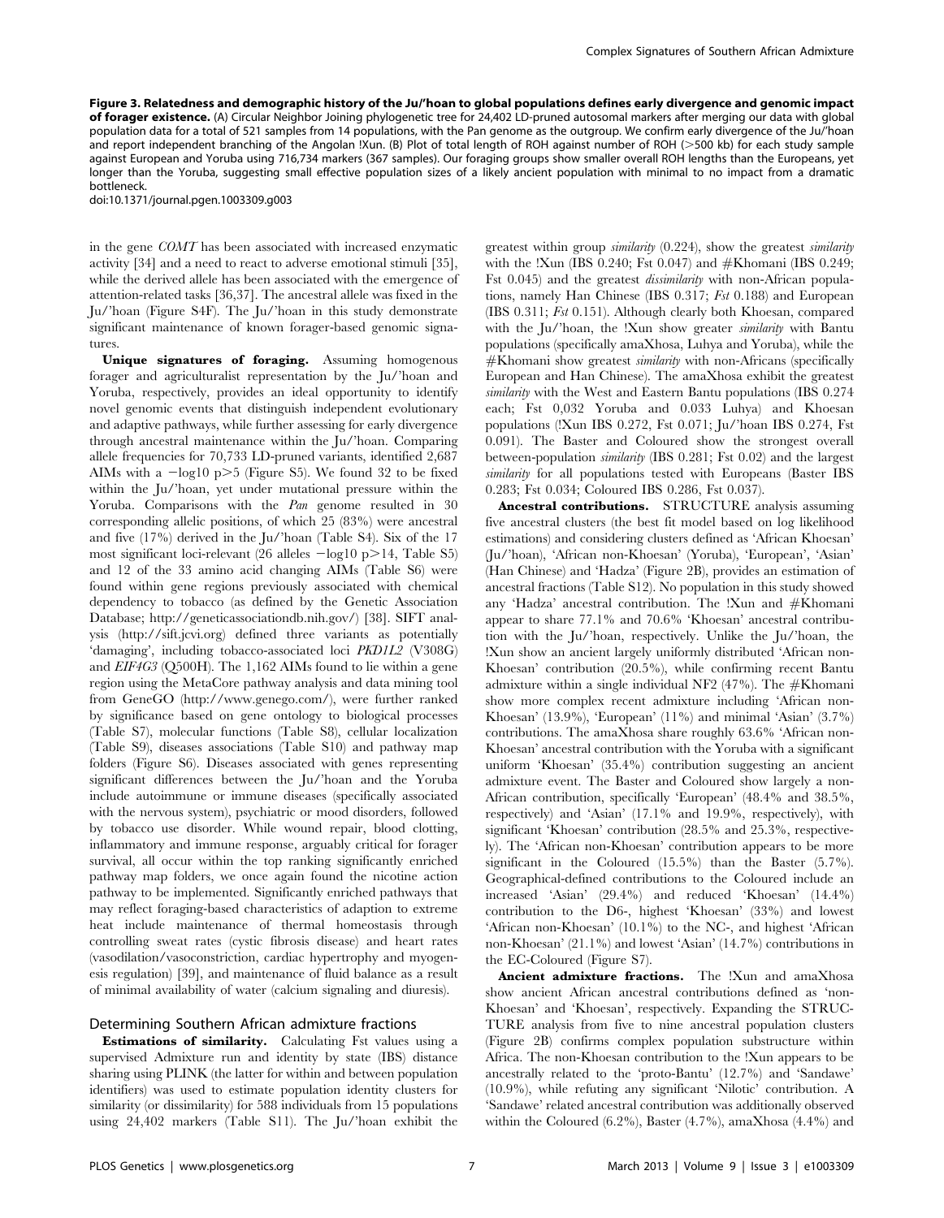**Figure 3. Relatedness and demographic history of the Ju/'hoan to global populations defines early divergence and genomic impact of forager existence.** (A) Circular Neighbor Joining phylogenetic tree for 24,402 LD-pruned autosomal markers after merging our data with global population data for a total of 521 samples from 14 populations, with the Pan genome as the outgroup. We confirm early divergence of the Ju/'hoan and report independent branching of the Angolan !Xun. (B) Plot of total length of ROH against number of ROH (>500 kb) for each study sample against European and Yoruba using 716,734 markers (367 samples). Our foraging groups show smaller overall ROH lengths than the Europeans, yet longer than the Yoruba, suggesting small effective population sizes of a likely ancient population with minimal to no impact from a dramatic bottleneck.

doi:10.1371/journal.pgen.1003309.g003

in the gene *COMT* has been associated with increased enzymatic activity [34] and a need to react to adverse emotional stimuli [35], while the derived allele has been associated with the emergence of attention-related tasks [36,37]. The ancestral allele was fixed in the Ju/'hoan (Figure S4F). The Ju/'hoan in this study demonstrate significant maintenance of known forager-based genomic signatures.

**Unique signatures of foraging.** Assuming homogenous forager and agriculturalist representation by the Ju/'hoan and Yoruba, respectively, provides an ideal opportunity to identify novel genomic events that distinguish independent evolutionary and adaptive pathways, while further assessing for early divergence through ancestral maintenance within the Ju/'hoan. Comparing allele frequencies for 70,733 LD-pruned variants, identified 2,687 AIMs with a $-\log10$ $p>5$ (Figure S5). We found 32 to be fixed within the Ju/'hoan, yet under mutational pressure within the Yoruba. Comparisons with the *Pan* genome resulted in 30 corresponding allelic positions, of which 25 (83%) were ancestral and five (17%) derived in the Ju/'hoan (Table S4). Six of the 17 most significant loci-relevant (26 alleles $-\log10$ $p>14$, Table S5) and 12 of the 33 amino acid changing AIMs (Table S6) were found within gene regions previously associated with chemical dependency to tobacco (as defined by the Genetic Association Database; http://geneticassociationdb.nih.gov/) [38]. SIFT analysis (http://sift.jcvi.org) defined three variants as potentially 'damaging', including tobacco-associated loci *PKD1L2* (V308G) and *EIF4G3* (Q500H). The 1,162 AIMs found to lie within a gene region using the MetaCore pathway analysis and data mining tool from GeneGO (http://www.genego.com/), were further ranked by significance based on gene ontology to biological processes (Table S7), molecular functions (Table S8), cellular localization (Table S9), diseases associations (Table S10) and pathway map folders (Figure S6). Diseases associated with genes representing significant differences between the Ju/'hoan and the Yoruba include autoimmune or immune diseases (specifically associated with the nervous system), psychiatric or mood disorders, followed by tobacco use disorder. While wound repair, blood clotting, inflammatory and immune response, arguably critical for forager survival, all occur within the top ranking significantly enriched pathway map folders, we once again found the nicotine action pathway to be implemented. Significantly enriched pathways that may reflect foraging-based characteristics of adaption to extreme heat include maintenance of thermal homeostasis through controlling sweat rates (cystic fibrosis disease) and heart rates (vasodilation/vasoconstriction, cardiac hypertrophy and myogenesis regulation) [39], and maintenance of fluid balance as a result of minimal availability of water (calcium signaling and diuresis).

## Determining Southern African admixture fractions

**Estimations of similarity.** Calculating Fst values using a supervised Admixture run and identity by state (IBS) distance sharing using PLINK (the latter for within and between population identifiers) was used to estimate population identity clusters for similarity (or dissimilarity) for 588 individuals from 15 populations using 24,402 markers (Table S11). The Ju/'hoan exhibit the greatest within group *similarity* (0.224), show the greatest *similarity* with the !Xun (IBS 0.240; Fst 0.047) and #Khomani (IBS 0.249; Fst 0.045) and the greatest *dissimilarity* with non-African populations, namely Han Chinese (IBS 0.317; *Fst* 0.188) and European (IBS 0.311; *Fst* 0.151). Although clearly both Khoesan, compared with the Ju/'hoan, the !Xun show greater *similarity* with Bantu populations (specifically amaXhosa, Luhya and Yoruba), while the #Khomani show greatest *similarity* with non-Africans (specifically European and Han Chinese). The amaXhosa exhibit the greatest *similarity* with the West and Eastern Bantu populations (IBS 0.274 each; Fst 0,032 Yoruba and 0.033 Luhya) and Khoesan populations (!Xun IBS 0.272, Fst 0.071; Ju/'hoan IBS 0.274, Fst 0.091). The Baster and Coloured show the strongest overall between-population *similarity* (IBS 0.281; Fst 0.02) and the largest *similarity* for all populations tested with Europeans (Baster IBS 0.283; Fst 0.034; Coloured IBS 0.286, Fst 0.037).

**Ancestral contributions.** STRUCTURE analysis assuming five ancestral clusters (the best fit model based on log likelihood estimations) and considering clusters defined as 'African Khoesan' (Ju/'hoan), 'African non-Khoesan' (Yoruba), 'European', 'Asian' (Han Chinese) and 'Hadza' (Figure 2B), provides an estimation of ancestral fractions (Table S12). No population in this study showed any 'Hadza' ancestral contribution. The !Xun and #Khomani appear to share 77.1% and 70.6% 'Khoesan' ancestral contribution with the Ju/'hoan, respectively. Unlike the Ju/'hoan, the !Xun show an ancient largely uniformly distributed 'African non-Khoesan' contribution (20.5%), while confirming recent Bantu admixture within a single individual NF2 (47%). The #Khomani show more complex recent admixture including 'African non-Khoesan' (13.9%), 'European' (11%) and minimal 'Asian' (3.7%) contributions. The amaXhosa share roughly 63.6% 'African non-Khoesan' ancestral contribution with the Yoruba with a significant uniform 'Khoesan' (35.4%) contribution suggesting an ancient admixture event. The Baster and Coloured show largely a non-African contribution, specifically 'European' (48.4% and 38.5%, respectively) and 'Asian' (17.1% and 19.9%, respectively), with significant 'Khoesan' contribution (28.5% and 25.3%, respectively). The 'African non-Khoesan' contribution appears to be more significant in the Coloured (15.5%) than the Baster (5.7%). Geographical-defined contributions to the Coloured include an increased 'Asian' (29.4%) and reduced 'Khoesan' (14.4%) contribution to the D6-, highest 'Khoesan' (33%) and lowest 'African non-Khoesan' (10.1%) to the NC-, and highest 'African non-Khoesan' (21.1%) and lowest 'Asian' (14.7%) contributions in the EC-Coloured (Figure S7).

**Ancient admixture fractions.** The !Xun and amaXhosa show ancient African ancestral contributions defined as 'non-Khoesan' and 'Khoesan', respectively. Expanding the STRUCTURE analysis from five to nine ancestral population clusters (Figure 2B) confirms complex population substructure within Africa. The non-Khoesan contribution to the !Xun appears to be ancestrally related to the 'proto-Bantu' (12.7%) and 'Sandawe' (10.9%), while refuting any significant 'Nilotic' contribution. A 'Sandawe' related ancestral contribution was additionally observed within the Coloured (6.2%), Baster (4.7%), amaXhosa (4.4%) and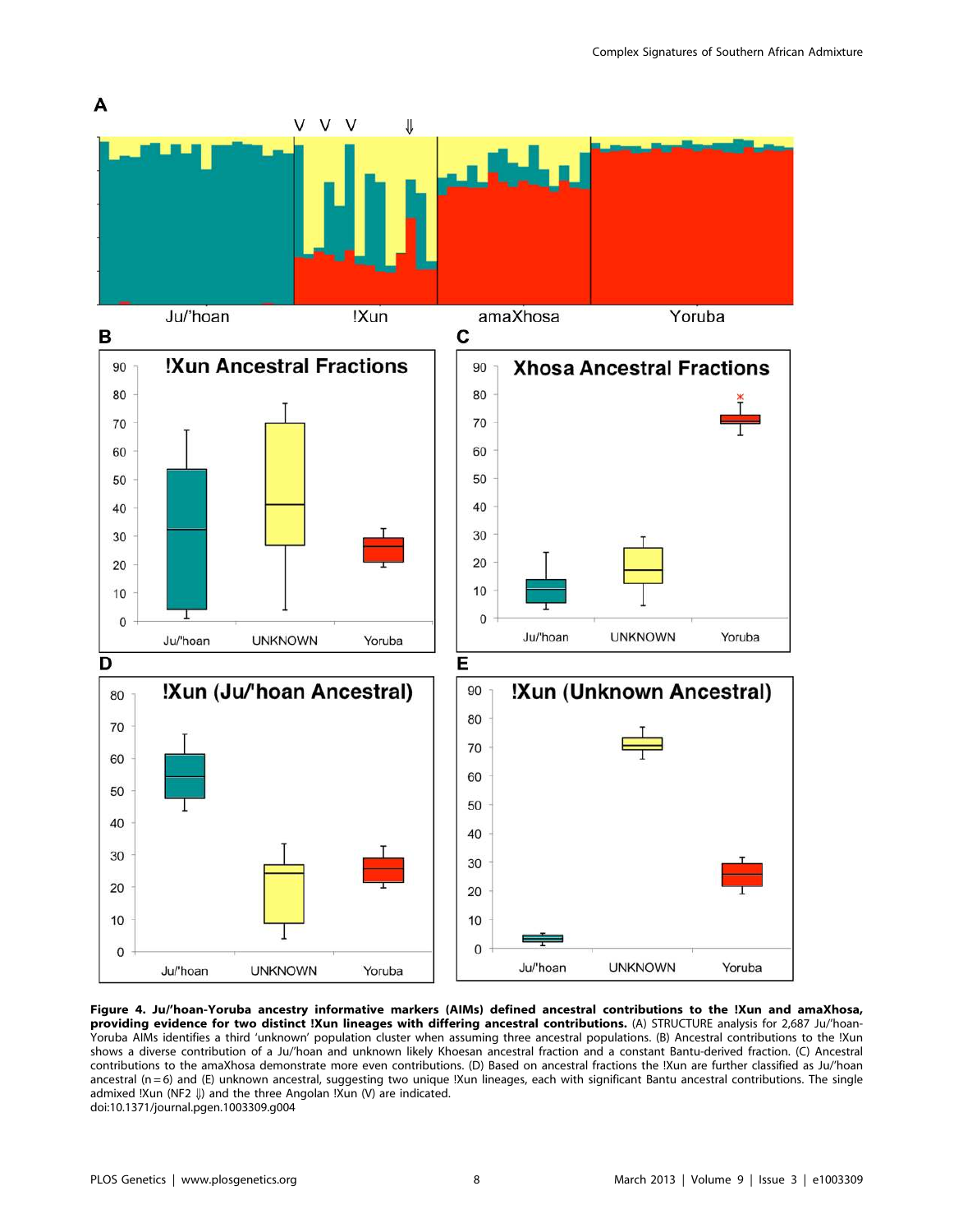**Figure 4. Ju/'hoan-Yoruba ancestry informative markers (AIMs) defined ancestral contributions to the !Xun and amaXhosa, providing evidence for two distinct !Xun lineages with differing ancestral contributions.** (A) STRUCTURE analysis for 2,687 Ju/'hoan-Yoruba AIMs identifies a third 'unknown' population cluster when assuming three ancestral populations. (B) Ancestral contributions to the !Xun shows a diverse contribution of a Ju/'hoan and unknown likely Khoesan ancestral fraction and a constant Bantu-derived fraction. (C) Ancestral contributions to the amaXhosa demonstrate more even contributions. (D) Based on ancestral fractions the !Xun are further classified as Ju/'hoan ancestral (n = 6) and (E) unknown ancestral, suggesting two unique !Xun lineages, each with significant Bantu ancestral contributions. The single admixed !Xun (NF2 ⇓) and the three Angolan !Xun (V) are indicated.
doi:10.1371/journal.pgen.1003309.g004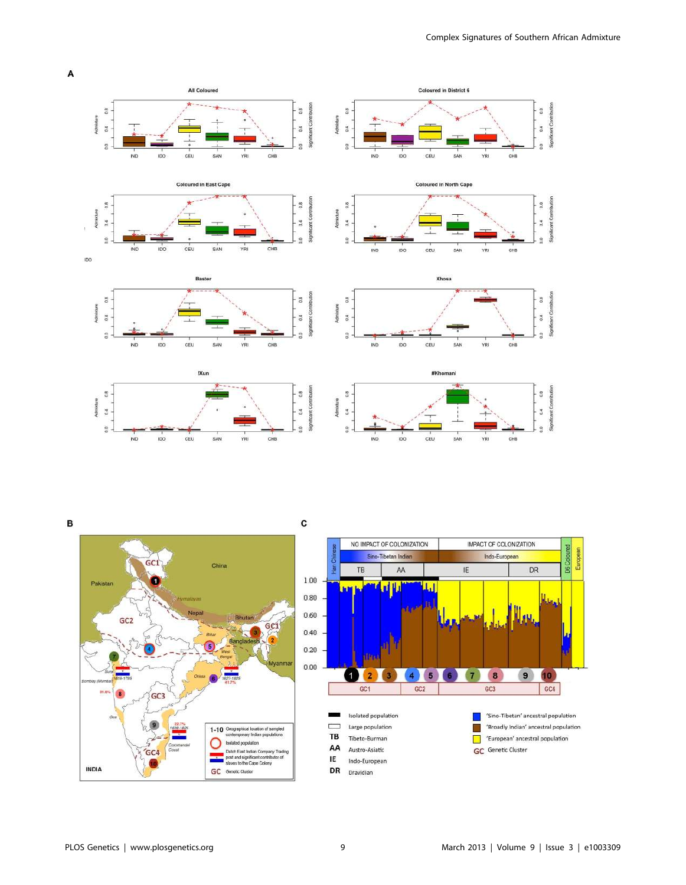A

All Coloured | Coloured in District 6 | Coloured in East Cape | Coloured in North Cape | Baster | Xhosa | !Xun | ≠Khomani

Admixture | Significant Contribution

IND | IDO | CEU | SAN | YRI | CHB

B

GC1 | GC2 | GC3 | GC4

China | Pakistan | Himalayas | Nepal | Bhutan | Bihar | Bangladesh | West Bengal | Myanmar | Orissa | Surat | Bombay (Mumbai) | Goa | Coromandel Coast | INDIA

1616-1795 | 1627-1825 | 41.7% | 31.6% | 22.7% | 1658-1825

1-10 Geographical location of sampled contemporary Indian populations

Isolated population

Dutch East Indian Company Trading post and significant contributor of slaves to the Cape Colony

GC Genetic Cluster

C

NO IMPACT OF COLONIZATION | IMPACT OF COLONIZATION

Han Chinese | Sino-Tibetan Indian | Indo-European | D6 Coloured | European

TB | AA | IE | DR

1.00 | 0.80 | 0.60 | 0.40 | 0.20 | 0.00

1 | 2 | 3 | 4 | 5 | 6 | 7 | 8 | 9 | 10

GC1 | GC2 | GC3 | GC4

Isolated population

Large population

TB Tibeto-Burman

AA Austro-Asiatic

IE Indo-European

DR Dravidian

'Sino-Tibetan' ancestral population

'Broadly Indian' ancestral population

'European' ancestral population

GC Genetic Cluster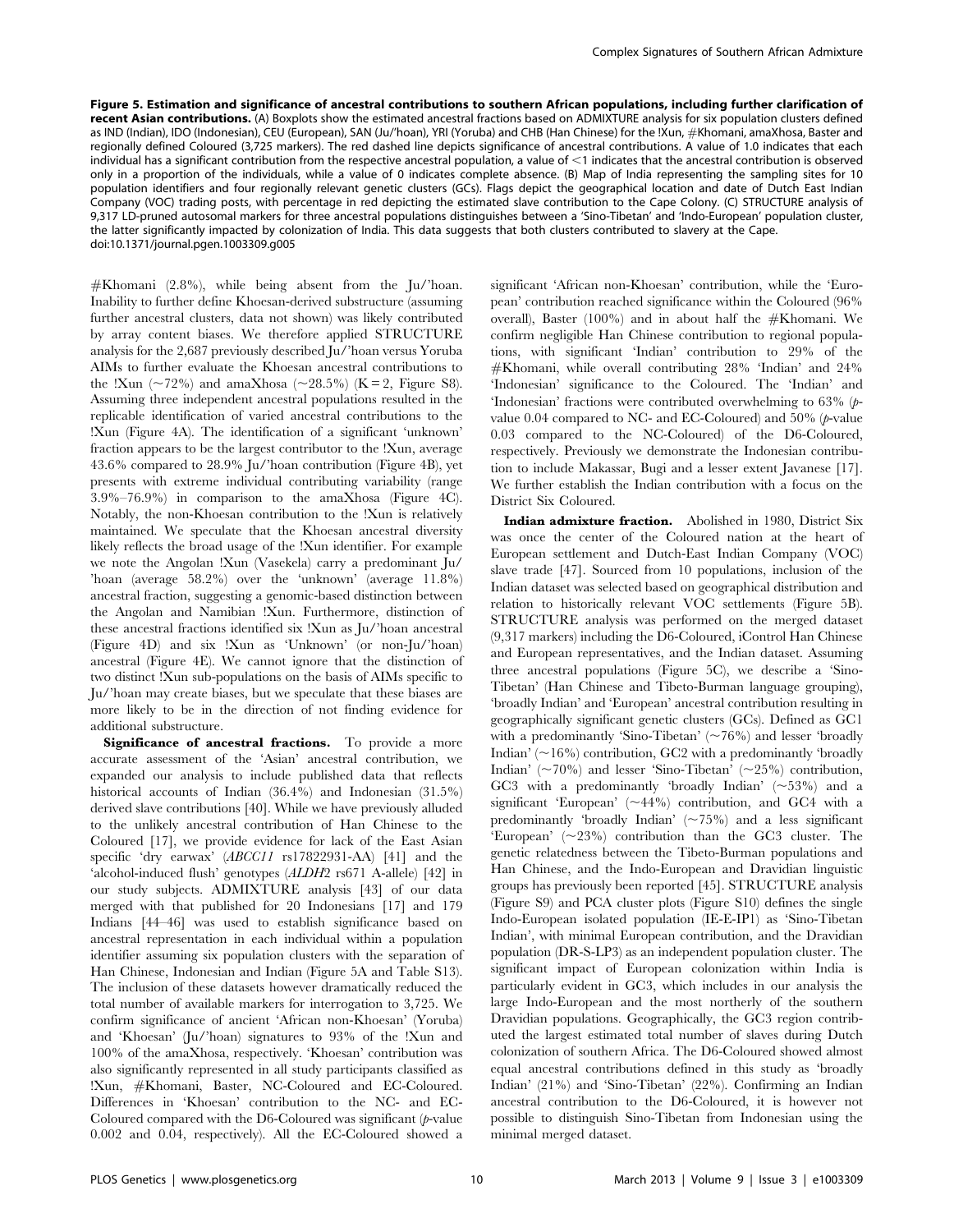**Figure 5. Estimation and significance of ancestral contributions to southern African populations, including further clarification of recent Asian contributions.** (A) Boxplots show the estimated ancestral fractions based on ADMIXTURE analysis for six population clusters defined as IND (Indian), IDO (Indonesian), CEU (European), SAN (Ju/'hoan), YRI (Yoruba) and CHB (Han Chinese) for the !Xun, #Khomani, amaXhosa, Baster and regionally defined Coloured (3,725 markers). The red dashed line depicts significance of ancestral contributions. A value of 1.0 indicates that each individual has a significant contribution from the respective ancestral population, a value of <1 indicates that the ancestral contribution is observed only in a proportion of the individuals, while a value of 0 indicates complete absence. (B) Map of India representing the sampling sites for 10 population identifiers and four regionally relevant genetic clusters (GCs). Flags depict the geographical location and date of Dutch East Indian Company (VOC) trading posts, with percentage in red depicting the estimated slave contribution to the Cape Colony. (C) STRUCTURE analysis of 9,317 LD-pruned autosomal markers for three ancestral populations distinguishes between a 'Sino-Tibetan' and 'Indo-European' population cluster, the latter significantly impacted by colonization of India. This data suggests that both clusters contributed to slavery at the Cape.
doi:10.1371/journal.pgen.1003309.g005

#Khomani (2.8%), while being absent from the Ju/'hoan. Inability to further define Khoesan-derived substructure (assuming further ancestral clusters, data not shown) was likely contributed by array content biases. We therefore applied STRUCTURE analysis for the 2,687 previously described Ju/'hoan versus Yoruba AIMs to further evaluate the Khoesan ancestral contributions to the !Xun (~72%) and amaXhosa (~28.5%) (K = 2, Figure S8). Assuming three independent ancestral populations resulted in the replicable identification of varied ancestral contributions to the !Xun (Figure 4A). The identification of a significant 'unknown' fraction appears to be the largest contributor to the !Xun, average 43.6% compared to 28.9% Ju/'hoan contribution (Figure 4B), yet presents with extreme individual contributing variability (range 3.9%–76.9%) in comparison to the amaXhosa (Figure 4C). Notably, the non-Khoesan contribution to the !Xun is relatively maintained. We speculate that the Khoesan ancestral diversity likely reflects the broad usage of the !Xun identifier. For example we note the Angolan !Xun (Vasekela) carry a predominant Ju/'hoan (average 58.2%) over the 'unknown' (average 11.8%) ancestral fraction, suggesting a genomic-based distinction between the Angolan and Namibian !Xun. Furthermore, distinction of these ancestral fractions identified six !Xun as Ju/'hoan ancestral (Figure 4D) and six !Xun as 'Unknown' (or non-Ju/'hoan) ancestral (Figure 4E). We cannot ignore that the distinction of two distinct !Xun sub-populations on the basis of AIMs specific to Ju/'hoan may create biases, but we speculate that these biases are more likely to be in the direction of not finding evidence for additional substructure.

**Significance of ancestral fractions.** To provide a more accurate assessment of the 'Asian' ancestral contribution, we expanded our analysis to include published data that reflects historical accounts of Indian (36.4%) and Indonesian (31.5%) derived slave contributions [40]. While we have previously alluded to the unlikely ancestral contribution of Han Chinese to the Coloured [17], we provide evidence for lack of the East Asian specific 'dry earwax' (*ABCC11* rs17822931-AA) [41] and the 'alcohol-induced flush' genotypes (*ALDH2* rs671 A-allele) [42] in our study subjects. ADMIXTURE analysis [43] of our data merged with that published for 20 Indonesians [17] and 179 Indians [44–46] was used to establish significance based on ancestral representation in each individual within a population identifier assuming six population clusters with the separation of Han Chinese, Indonesian and Indian (Figure 5A and Table S13). The inclusion of these datasets however dramatically reduced the total number of available markers for interrogation to 3,725. We confirm significance of ancient 'African non-Khoesan' (Yoruba) and 'Khoesan' (Ju/'hoan) signatures to 93% of the !Xun and 100% of the amaXhosa, respectively. 'Khoesan' contribution was also significantly represented in all study participants classified as !Xun, #Khomani, Baster, NC-Coloured and EC-Coloured. Differences in 'Khoesan' contribution to the NC- and EC-Coloured compared with the D6-Coloured was significant (*p*-value 0.002 and 0.04, respectively). All the EC-Coloured showed a significant 'African non-Khoesan' contribution, while the 'European' contribution reached significance within the Coloured (96% overall), Baster (100%) and in about half the #Khomani. We confirm negligible Han Chinese contribution to regional populations, with significant 'Indian' contribution to 29% of the #Khomani, while overall contributing 28% 'Indian' and 24% 'Indonesian' significance to the Coloured. The 'Indian' and 'Indonesian' fractions were contributed overwhelming to 63% (*p*-value 0.04 compared to NC- and EC-Coloured) and 50% (*p*-value 0.03 compared to the NC-Coloured) of the D6-Coloured, respectively. Previously we demonstrate the Indonesian contribution to include Makassar, Bugi and a lesser extent Javanese [17]. We further establish the Indian contribution with a focus on the District Six Coloured.

**Indian admixture fraction.** Abolished in 1980, District Six was once the center of the Coloured nation at the heart of European settlement and Dutch-East Indian Company (VOC) slave trade [47]. Sourced from 10 populations, inclusion of the Indian dataset was selected based on geographical distribution and relation to historically relevant VOC settlements (Figure 5B). STRUCTURE analysis was performed on the merged dataset (9,317 markers) including the D6-Coloured, iControl Han Chinese and European representatives, and the Indian dataset. Assuming three ancestral populations (Figure 5C), we describe a 'Sino-Tibetan' (Han Chinese and Tibeto-Burman language grouping), 'broadly Indian' and 'European' ancestral contribution resulting in geographically significant genetic clusters (GCs). Defined as GC1 with a predominantly 'Sino-Tibetan' (~76%) and lesser 'broadly Indian' (~16%) contribution, GC2 with a predominantly 'broadly Indian' (~70%) and lesser 'Sino-Tibetan' (~25%) contribution, GC3 with a predominantly 'broadly Indian' (~53%) and a significant 'European' (~44%) contribution, and GC4 with a predominantly 'broadly Indian' (~75%) and a less significant 'European' (~23%) contribution than the GC3 cluster. The genetic relatedness between the Tibeto-Burman populations and Han Chinese, and the Indo-European and Dravidian linguistic groups has previously been reported [45]. STRUCTURE analysis (Figure S9) and PCA cluster plots (Figure S10) defines the single Indo-European isolated population (IE-E-IP1) as 'Sino-Tibetan Indian', with minimal European contribution, and the Dravidian population (DR-S-LP3) as an independent population cluster. The significant impact of European colonization within India is particularly evident in GC3, which includes in our analysis the large Indo-European and the most northerly of the southern Dravidian populations. Geographically, the GC3 region contributed the largest estimated total number of slaves during Dutch colonization of southern Africa. The D6-Coloured showed almost equal ancestral contributions defined in this study as 'broadly Indian' (21%) and 'Sino-Tibetan' (22%). Confirming an Indian ancestral contribution to the D6-Coloured, it is however not possible to distinguish Sino-Tibetan from Indonesian using the minimal merged dataset.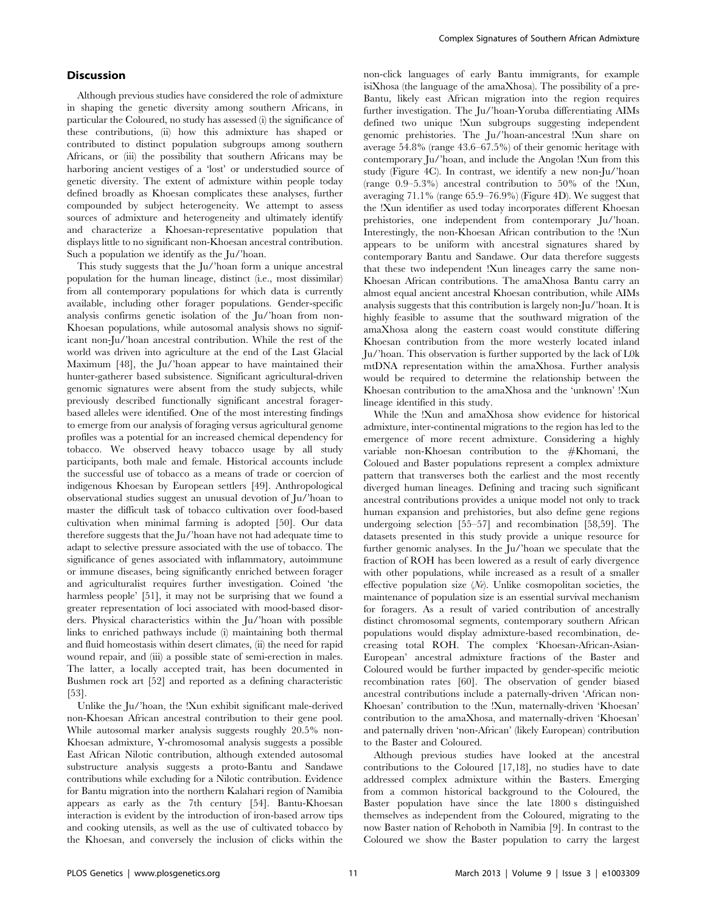## Discussion

Although previous studies have considered the role of admixture in shaping the genetic diversity among southern Africans, in particular the Coloured, no study has assessed (i) the significance of these contributions, (ii) how this admixture has shaped or contributed to distinct population subgroups among southern Africans, or (iii) the possibility that southern Africans may be harboring ancient vestiges of a 'lost' or understudied source of genetic diversity. The extent of admixture within people today defined broadly as Khoesan complicates these analyses, further compounded by subject heterogeneity. We attempt to assess sources of admixture and heterogeneity and ultimately identify and characterize a Khoesan-representative population that displays little to no significant non-Khoesan ancestral contribution. Such a population we identify as the Ju/'hoan.

This study suggests that the Ju/'hoan form a unique ancestral population for the human lineage, distinct (i.e., most dissimilar) from all contemporary populations for which data is currently available, including other forager populations. Gender-specific analysis confirms genetic isolation of the Ju/'hoan from non-Khoesan populations, while autosomal analysis shows no significant non-Ju/'hoan ancestral contribution. While the rest of the world was driven into agriculture at the end of the Last Glacial Maximum [48], the Ju/'hoan appear to have maintained their hunter-gatherer based subsistence. Significant agricultural-driven genomic signatures were absent from the study subjects, while previously described functionally significant ancestral forager-based alleles were identified. One of the most interesting findings to emerge from our analysis of foraging versus agricultural genome profiles was a potential for an increased chemical dependency for tobacco. We observed heavy tobacco usage by all study participants, both male and female. Historical accounts include the successful use of tobacco as a means of trade or coercion of indigenous Khoesan by European settlers [49]. Anthropological observational studies suggest an unusual devotion of Ju/'hoan to master the difficult task of tobacco cultivation over food-based cultivation when minimal farming is adopted [50]. Our data therefore suggests that the Ju/'hoan have not had adequate time to adapt to selective pressure associated with the use of tobacco. The significance of genes associated with inflammatory, autoimmune or immune diseases, being significantly enriched between forager and agriculturalist requires further investigation. Coined 'the harmless people' [51], it may not be surprising that we found a greater representation of loci associated with mood-based disorders. Physical characteristics within the Ju/'hoan with possible links to enriched pathways include (i) maintaining both thermal and fluid homeostasis within desert climates, (ii) the need for rapid wound repair, and (iii) a possible state of semi-erection in males. The latter, a locally accepted trait, has been documented in Bushmen rock art [52] and reported as a defining characteristic [53].

Unlike the Ju/'hoan, the !Xun exhibit significant male-derived non-Khoesan African ancestral contribution to their gene pool. While autosomal marker analysis suggests roughly 20.5% non-Khoesan admixture, Y-chromosomal analysis suggests a possible East African Nilotic contribution, although extended autosomal substructure analysis suggests a proto-Bantu and Sandawe contributions while excluding for a Nilotic contribution. Evidence for Bantu migration into the northern Kalahari region of Namibia appears as early as the 7th century [54]. Bantu-Khoesan interaction is evident by the introduction of iron-based arrow tips and cooking utensils, as well as the use of cultivated tobacco by the Khoesan, and conversely the inclusion of clicks within the non-click languages of early Bantu immigrants, for example isiXhosa (the language of the amaXhosa). The possibility of a pre-Bantu, likely east African migration into the region requires further investigation. The Ju/'hoan-Yoruba differentiating AIMs defined two unique !Xun subgroups suggesting independent genomic prehistories. The Ju/'hoan-ancestral !Xun share on average 54.8% (range 43.6–67.5%) of their genomic heritage with contemporary Ju/'hoan, and include the Angolan !Xun from this study (Figure 4C). In contrast, we identify a new non-Ju/'hoan (range 0.9–5.3%) ancestral contribution to 50% of the !Xun, averaging 71.1% (range 65.9–76.9%) (Figure 4D). We suggest that the !Xun identifier as used today incorporates different Khoesan prehistories, one independent from contemporary Ju/'hoan. Interestingly, the non-Khoesan African contribution to the !Xun appears to be uniform with ancestral signatures shared by contemporary Bantu and Sandawe. Our data therefore suggests that these two independent !Xun lineages carry the same non-Khoesan African contributions. The amaXhosa Bantu carry an almost equal ancient ancestral Khoesan contribution, while AIMs analysis suggests that this contribution is largely non-Ju/'hoan. It is highly feasible to assume that the southward migration of the amaXhosa along the eastern coast would constitute differing Khoesan contribution from the more westerly located inland Ju/'hoan. This observation is further supported by the lack of L0k mtDNA representation within the amaXhosa. Further analysis would be required to determine the relationship between the Khoesan contribution to the amaXhosa and the 'unknown' !Xun lineage identified in this study.

While the !Xun and amaXhosa show evidence for historical admixture, inter-continental migrations to the region has led to the emergence of more recent admixture. Considering a highly variable non-Khoesan contribution to the #Khomani, the Coloued and Baster populations represent a complex admixture pattern that transverses both the earliest and the most recently diverged human lineages. Defining and tracing such significant ancestral contributions provides a unique model not only to track human expansion and prehistories, but also define gene regions undergoing selection [55–57] and recombination [58,59]. The datasets presented in this study provide a unique resource for further genomic analyses. In the Ju/'hoan we speculate that the fraction of ROH has been lowered as a result of early divergence with other populations, while increased as a result of a smaller effective population size (*Ne*). Unlike cosmopolitan societies, the maintenance of population size is an essential survival mechanism for foragers. As a result of varied contribution of ancestrally distinct chromosomal segments, contemporary southern African populations would display admixture-based recombination, decreasing total ROH. The complex 'Khoesan-African-Asian-European' ancestral admixture fractions of the Baster and Coloured would be further impacted by gender-specific meiotic recombination rates [60]. The observation of gender biased ancestral contributions include a paternally-driven 'African non-Khoesan' contribution to the !Xun, maternally-driven 'Khoesan' contribution to the amaXhosa, and maternally-driven 'Khoesan' and paternally driven 'non-African' (likely European) contribution to the Baster and Coloured.

Although previous studies have looked at the ancestral contributions to the Coloured [17,18], no studies have to date addressed complex admixture within the Basters. Emerging from a common historical background to the Coloured, the Baster population have since the late 1800 s distinguished themselves as independent from the Coloured, migrating to the now Baster nation of Rehoboth in Namibia [9]. In contrast to the Coloured we show the Baster population to carry the largest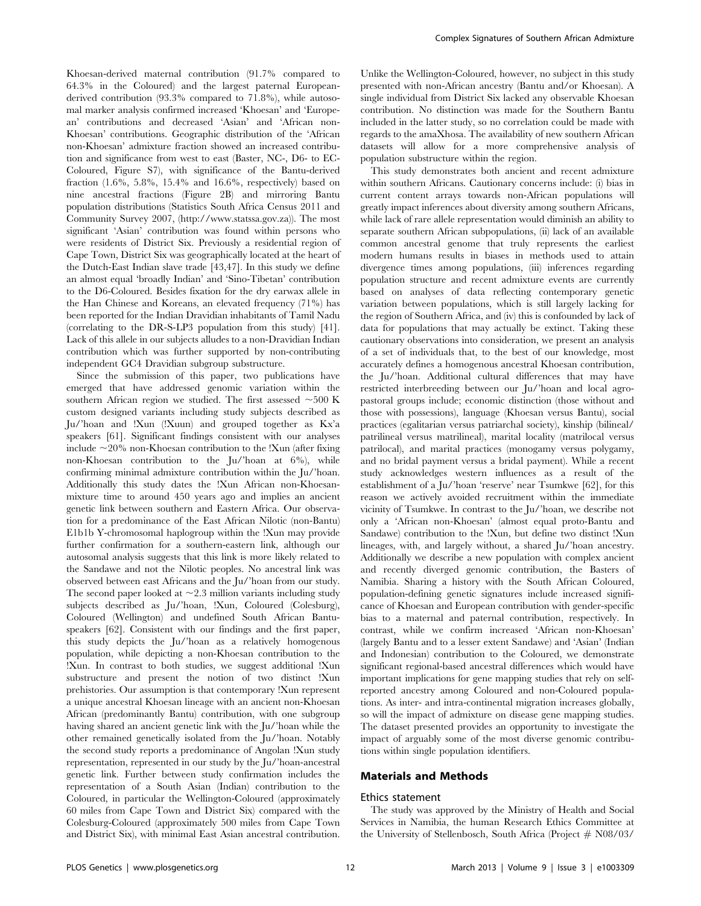Khoesan-derived maternal contribution (91.7% compared to 64.3% in the Coloured) and the largest paternal European-derived contribution (93.3% compared to 71.8%), while autosomal marker analysis confirmed increased 'Khoesan' and 'European' contributions and decreased 'Asian' and 'African non-Khoesan' contributions. Geographic distribution of the 'African non-Khoesan' admixture fraction showed an increased contribution and significance from west to east (Baster, NC-, D6- to EC-Coloured, Figure S7), with significance of the Bantu-derived fraction (1.6%, 5.8%, 15.4% and 16.6%, respectively) based on nine ancestral fractions (Figure 2B) and mirroring Bantu population distributions (Statistics South Africa Census 2011 and Community Survey 2007, (http://www.statssa.gov.za)). The most significant 'Asian' contribution was found within persons who were residents of District Six. Previously a residential region of Cape Town, District Six was geographically located at the heart of the Dutch-East Indian slave trade [43,47]. In this study we define an almost equal 'broadly Indian' and 'Sino-Tibetan' contribution to the D6-Coloured. Besides fixation for the dry earwax allele in the Han Chinese and Koreans, an elevated frequency (71%) has been reported for the Indian Dravidian inhabitants of Tamil Nadu (correlating to the DR-S-LP3 population from this study) [41]. Lack of this allele in our subjects alludes to a non-Dravidian Indian contribution which was further supported by non-contributing independent GC4 Dravidian subgroup substructure.

Since the submission of this paper, two publications have emerged that have addressed genomic variation within the southern African region we studied. The first assessed ~500 K custom designed variants including study subjects described as Ju/'hoan and !Xun (!Xuun) and grouped together as Kx'a speakers [61]. Significant findings consistent with our analyses include ~20% non-Khoesan contribution to the !Xun (after fixing non-Khoesan contribution to the Ju/'hoan at 6%), while confirming minimal admixture contribution within the Ju/'hoan. Additionally this study dates the !Xun African non-Khoesan-mixture time to around 450 years ago and implies an ancient genetic link between southern and Eastern Africa. Our observation for a predominance of the East African Nilotic (non-Bantu) E1b1b Y-chromosomal haplogroup within the !Xun may provide further confirmation for a southern-eastern link, although our autosomal analysis suggests that this link is more likely related to the Sandawe and not the Nilotic peoples. No ancestral link was observed between east Africans and the Ju/'hoan from our study. The second paper looked at ~2.3 million variants including study subjects described as Ju/'hoan, !Xun, Coloured (Colesburg), Coloured (Wellington) and undefined South African Bantu-speakers [62]. Consistent with our findings and the first paper, this study depicts the Ju/'hoan as a relatively homogenous population, while depicting a non-Khoesan contribution to the !Xun. In contrast to both studies, we suggest additional !Xun substructure and present the notion of two distinct !Xun prehistories. Our assumption is that contemporary !Xun represent a unique ancestral Khoesan lineage with an ancient non-Khoesan African (predominantly Bantu) contribution, with one subgroup having shared an ancient genetic link with the Ju/'hoan while the other remained genetically isolated from the Ju/'hoan. Notably the second study reports a predominance of Angolan !Xun study representation, represented in our study by the Ju/'hoan-ancestral genetic link. Further between study confirmation includes the representation of a South Asian (Indian) contribution to the Coloured, in particular the Wellington-Coloured (approximately 60 miles from Cape Town and District Six) compared with the Colesburg-Coloured (approximately 500 miles from Cape Town and District Six), with minimal East Asian ancestral contribution. Unlike the Wellington-Coloured, however, no subject in this study presented with non-African ancestry (Bantu and/or Khoesan). A single individual from District Six lacked any observable Khoesan contribution. No distinction was made for the Southern Bantu included in the latter study, so no correlation could be made with regards to the amaXhosa. The availability of new southern African datasets will allow for a more comprehensive analysis of population substructure within the region.

This study demonstrates both ancient and recent admixture within southern Africans. Cautionary concerns include: (i) bias in current content arrays towards non-African populations will greatly impact inferences about diversity among southern Africans, while lack of rare allele representation would diminish an ability to separate southern African subpopulations, (ii) lack of an available common ancestral genome that truly represents the earliest modern humans results in biases in methods used to attain divergence times among populations, (iii) inferences regarding population structure and recent admixture events are currently based on analyses of data reflecting contemporary genetic variation between populations, which is still largely lacking for the region of Southern Africa, and (iv) this is confounded by lack of data for populations that may actually be extinct. Taking these cautionary observations into consideration, we present an analysis of a set of individuals that, to the best of our knowledge, most accurately defines a homogenous ancestral Khoesan contribution, the Ju/'hoan. Additional cultural differences that may have restricted interbreeding between our Ju/'hoan and local agro-pastoral groups include; economic distinction (those without and those with possessions), language (Khoesan versus Bantu), social practices (egalitarian versus patriarchal society), kinship (bilineal/patrilineal versus matrilineal), marital locality (matrilocal versus patrilocal), and marital practices (monogamy versus polygamy, and no bridal payment versus a bridal payment). While a recent study acknowledges western influences as a result of the establishment of a Ju/'hoan 'reserve' near Tsumkwe [62], for this reason we actively avoided recruitment within the immediate vicinity of Tsumkwe. In contrast to the Ju/'hoan, we describe not only a 'African non-Khoesan' (almost equal proto-Bantu and Sandawe) contribution to the !Xun, but define two distinct !Xun lineages, with, and largely without, a shared Ju/'hoan ancestry. Additionally we describe a new population with complex ancient and recently diverged genomic contribution, the Basters of Namibia. Sharing a history with the South African Coloured, population-defining genetic signatures include increased significance of Khoesan and European contribution with gender-specific bias to a maternal and paternal contribution, respectively. In contrast, while we confirm increased 'African non-Khoesan' (largely Bantu and to a lesser extent Sandawe) and 'Asian' (Indian and Indonesian) contribution to the Coloured, we demonstrate significant regional-based ancestral differences which would have important implications for gene mapping studies that rely on self-reported ancestry among Coloured and non-Coloured populations. As inter- and intra-continental migration increases globally, so will the impact of admixture on disease gene mapping studies. The dataset presented provides an opportunity to investigate the impact of arguably some of the most diverse genomic contributions within single population identifiers.

## Materials and Methods

### Ethics statement

The study was approved by the Ministry of Health and Social Services in Namibia, the human Research Ethics Committee at the University of Stellenbosch, South Africa (Project # N08/03/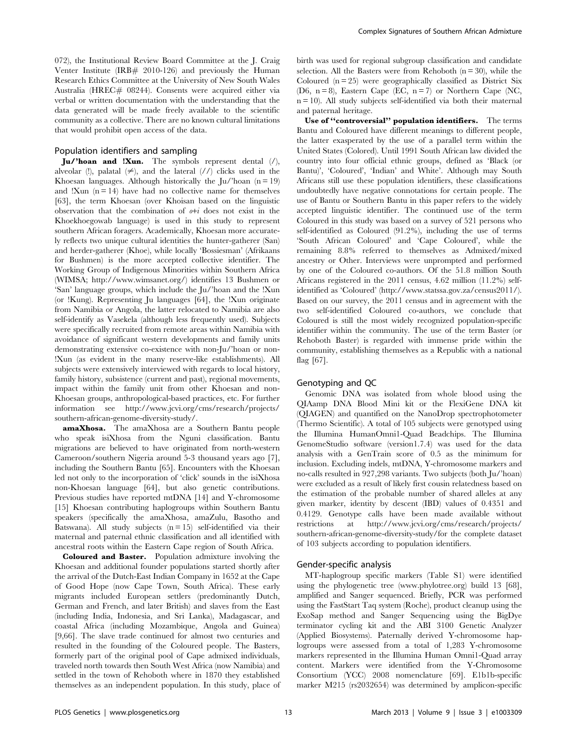072), the Institutional Review Board Committee at the J. Craig Venter Institute (IRB# 2010-126) and previously the Human Research Ethics Committee at the University of New South Wales Australia (HREC# 08244). Consents were acquired either via verbal or written documentation with the understanding that the data generated will be made freely available to the scientific community as a collective. There are no known cultural limitations that would prohibit open access of the data.

### Population identifiers and sampling

**Ju/'hoan and !Xun.** The symbols represent dental (/), alveolar (!), palatal (≠), and the lateral (//) clicks used in the Khoesan languages. Although historically the Ju/'hoan (n = 19) and !Xun (n = 14) have had no collective name for themselves [63], the term Khoesan (over Khoisan based on the linguistic observation that the combination of *o+i* does not exist in the Khoekhoegowab language) is used in this study to represent southern African foragers. Academically, Khoesan more accurately reflects two unique cultural identities the hunter-gatherer (San) and herder-gatherer (Khoe), while locally 'Bossiesman' (Afrikaans for Bushmen) is the more accepted collective identifier. The Working Group of Indigenous Minorities within Southern Africa (WIMSA; http://www.wimsanet.org/) identifies 13 Bushmen or 'San' language groups, which include the Ju/'hoan and the !Xun (or !Kung). Representing Ju languages [64], the !Xun originate from Namibia or Angola, the latter relocated to Namibia are also self-identify as Vasekela (although less frequently used). Subjects were specifically recruited from remote areas within Namibia with avoidance of significant western developments and family units demonstrating extensive co-existence with non-Ju/'hoan or non-!Xun (as evident in the many reserve-like establishments). All subjects were extensively interviewed with regards to local history, family history, subsistence (current and past), regional movements, impact within the family unit from other Khoesan and non-Khoesan groups, anthropological-based practices, etc. For further information see http://www.jcvi.org/cms/research/projects/southern-african-genome-diversity-study/.

**amaXhosa.** The amaXhosa are a Southern Bantu people who speak isiXhosa from the Nguni classification. Bantu migrations are believed to have originated from north-western Cameroon/southern Nigeria around 5-3 thousand years ago [7], including the Southern Bantu [65]. Encounters with the Khoesan led not only to the incorporation of 'click' sounds in the isiXhosa non-Khoesan language [64], but also genetic contributions. Previous studies have reported mtDNA [14] and Y-chromosome [15] Khoesan contributing haplogroups within Southern Bantu speakers (specifically the amaXhosa, amaZulu, Basotho and Batswana). All study subjects (n = 15) self-identified via their maternal and paternal ethnic classification and all identified with ancestral roots within the Eastern Cape region of South Africa.

**Coloured and Baster.** Population admixture involving the Khoesan and additional founder populations started shortly after the arrival of the Dutch-East Indian Company in 1652 at the Cape of Good Hope (now Cape Town, South Africa). These early migrants included European settlers (predominantly Dutch, German and French, and later British) and slaves from the East (including India, Indonesia, and Sri Lanka), Madagascar, and coastal Africa (including Mozambique, Angola and Guinea) [9,66]. The slave trade continued for almost two centuries and resulted in the founding of the Coloured people. The Basters, formerly part of the original pool of Cape admixed individuals, traveled north towards then South West Africa (now Namibia) and settled in the town of Rehoboth where in 1870 they established themselves as an independent population. In this study, place of birth was used for regional subgroup classification and candidate selection. All the Basters were from Rehoboth (n = 30), while the Coloured (n = 25) were geographically classified as District Six (D6, n = 8), Eastern Cape (EC, n = 7) or Northern Cape (NC, n = 10). All study subjects self-identified via both their maternal and paternal heritage.

**Use of "controversial" population identifiers.** The terms Bantu and Coloured have different meanings to different people, the latter exasperated by the use of a parallel term within the United States (Colored). Until 1991 South African law divided the country into four official ethnic groups, defined as 'Black (or Bantu)', 'Coloured', 'Indian' and 'White'. Although may South Africans still use these population identifiers, these classifications undoubtedly have negative connotations for certain people. The use of Bantu or Southern Bantu in this paper refers to the widely accepted linguistic identifier. The continued use of the term Coloured in this study was based on a survey of 521 persons who self-identified as Coloured (91.2%), including the use of terms 'South African Coloured' and 'Cape Coloured', while the remaining 8.8% referred to themselves as Admixed/mixed ancestry or Other. Interviews were unprompted and performed by one of the Coloured co-authors. Of the 51.8 million South Africans registered in the 2011 census, 4.62 million (11.2%) self-identified as 'Coloured' (http://www.statssa.gov.za/census2011/). Based on our survey, the 2011 census and in agreement with the two self-identified Coloured co-authors, we conclude that Coloured is still the most widely recognized population-specific identifier within the community. The use of the term Baster (or Rehoboth Baster) is regarded with immense pride within the community, establishing themselves as a Republic with a national flag [67].

### Genotyping and QC

Genomic DNA was isolated from whole blood using the QIAamp DNA Blood Mini kit or the FlexiGene DNA kit (QIAGEN) and quantified on the NanoDrop spectrophotometer (Thermo Scientific). A total of 105 subjects were genotyped using the Illumina HumanOmni1-Quad Beadchips. The Illumina GenomeStudio software (version1.7.4) was used for the data analysis with a GenTrain score of 0.5 as the minimum for inclusion. Excluding indels, mtDNA, Y-chromosome markers and no-calls resulted in 927,298 variants. Two subjects (both Ju/'hoan) were excluded as a result of likely first cousin relatedness based on the estimation of the probable number of shared alleles at any given marker, identity by descent (IBD) values of 0.4351 and 0.4129. Genotype calls have been made available without restrictions at http://www.jcvi.org/cms/research/projects/southern-african-genome-diversity-study/for the complete dataset of 103 subjects according to population identifiers.

### Gender-specific analysis

MT-haplogroup specific markers (Table S1) were identified using the phylogenetic tree (www.phylotree.org) build 13 [68], amplified and Sanger sequenced. Briefly, PCR was performed using the FastStart Taq system (Roche), product cleanup using the ExoSap method and Sanger Sequencing using the BigDye terminator cycling kit and the ABI 3100 Genetic Analyzer (Applied Biosystems). Paternally derived Y-chromosome haplogroups were assessed from a total of 1,283 Y-chromosome markers represented in the Illumina Human Omni1-Quad array content. Markers were identified from the Y-Chromosome Consortium (YCC) 2008 nomenclature [69]. E1b1b-specific marker M215 (rs2032654) was determined by amplicon-specific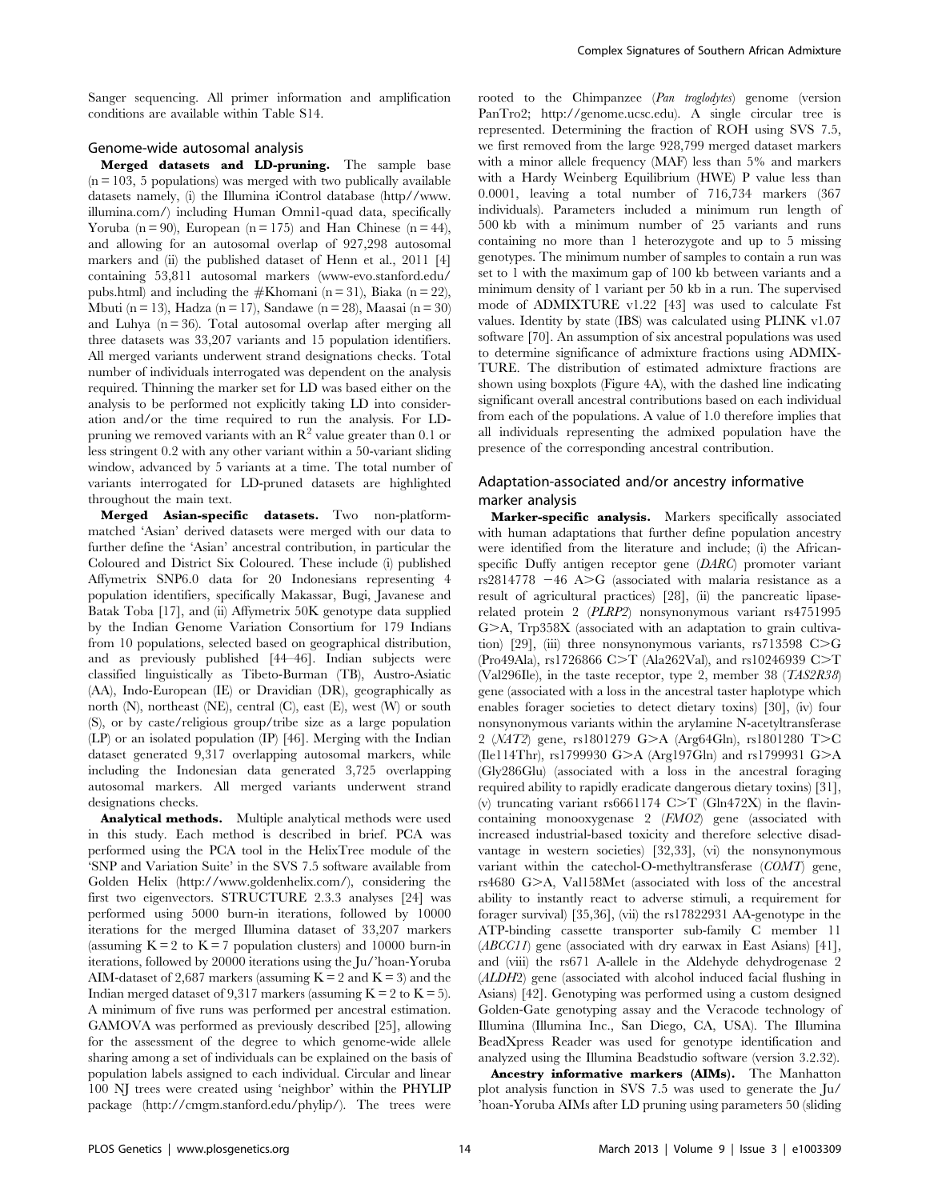Sanger sequencing. All primer information and amplification conditions are available within Table S14.

### Genome-wide autosomal analysis

**Merged datasets and LD-pruning.** The sample base (n = 103, 5 populations) was merged with two publically available datasets namely, (i) the Illumina iControl database (http//www.illumina.com/) including Human Omni1-quad data, specifically Yoruba (n = 90), European (n = 175) and Han Chinese (n = 44), and allowing for an autosomal overlap of 927,298 autosomal markers and (ii) the published dataset of Henn et al., 2011 [4] containing 53,811 autosomal markers (www-evo.stanford.edu/pubs.html) and including the #Khomani (n = 31), Biaka (n = 22), Mbuti (n = 13), Hadza (n = 17), Sandawe (n = 28), Maasai (n = 30) and Luhya (n = 36). Total autosomal overlap after merging all three datasets was 33,207 variants and 15 population identifiers. All merged variants underwent strand designations checks. Total number of individuals interrogated was dependent on the analysis required. Thinning the marker set for LD was based either on the analysis to be performed not explicitly taking LD into consideration and/or the time required to run the analysis. For LD-pruning we removed variants with an $R^2$ value greater than 0.1 or less stringent 0.2 with any other variant within a 50-variant sliding window, advanced by 5 variants at a time. The total number of variants interrogated for LD-pruned datasets are highlighted throughout the main text.

**Merged Asian-specific datasets.** Two non-platform-matched 'Asian' derived datasets were merged with our data to further define the 'Asian' ancestral contribution, in particular the Coloured and District Six Coloured. These include (i) published Affymetrix SNP6.0 data for 20 Indonesians representing 4 population identifiers, specifically Makassar, Bugi, Javanese and Batak Toba [17], and (ii) Affymetrix 50K genotype data supplied by the Indian Genome Variation Consortium for 179 Indians from 10 populations, selected based on geographical distribution, and as previously published [44–46]. Indian subjects were classified linguistically as Tibeto-Burman (TB), Austro-Asiatic (AA), Indo-European (IE) or Dravidian (DR), geographically as north (N), northeast (NE), central (C), east (E), west (W) or south (S), or by caste/religious group/tribe size as a large population (LP) or an isolated population (IP) [46]. Merging with the Indian dataset generated 9,317 overlapping autosomal markers, while including the Indonesian data generated 3,725 overlapping autosomal markers. All merged variants underwent strand designations checks.

**Analytical methods.** Multiple analytical methods were used in this study. Each method is described in brief. PCA was performed using the PCA tool in the HelixTree module of the 'SNP and Variation Suite' in the SVS 7.5 software available from Golden Helix (http://www.goldenhelix.com/), considering the first two eigenvectors. STRUCTURE 2.3.3 analyses [24] was performed using 5000 burn-in iterations, followed by 10000 iterations for the merged Illumina dataset of 33,207 markers (assuming K = 2 to K = 7 population clusters) and 10000 burn-in iterations, followed by 20000 iterations using the Ju/'hoan-Yoruba AIM-dataset of 2,687 markers (assuming K = 2 and K = 3) and the Indian merged dataset of 9,317 markers (assuming K = 2 to K = 5). A minimum of five runs was performed per ancestral estimation. GAMOVA was performed as previously described [25], allowing for the assessment of the degree to which genome-wide allele sharing among a set of individuals can be explained on the basis of population labels assigned to each individual. Circular and linear 100 NJ trees were created using 'neighbor' within the PHYLIP package (http://cmgm.stanford.edu/phylip/). The trees were rooted to the Chimpanzee (*Pan troglodytes*) genome (version PanTro2; http://genome.ucsc.edu). A single circular tree is represented. Determining the fraction of ROH using SVS 7.5, we first removed from the large 928,799 merged dataset markers with a minor allele frequency (MAF) less than 5% and markers with a Hardy Weinberg Equilibrium (HWE) P value less than 0.0001, leaving a total number of 716,734 markers (367 individuals). Parameters included a minimum run length of 500 kb with a minimum number of 25 variants and runs containing no more than 1 heterozygote and up to 5 missing genotypes. The minimum number of samples to contain a run was set to 1 with the maximum gap of 100 kb between variants and a minimum density of 1 variant per 50 kb in a run. The supervised mode of ADMIXTURE v1.22 [43] was used to calculate Fst values. Identity by state (IBS) was calculated using PLINK v1.07 software [70]. An assumption of six ancestral populations was used to determine significance of admixture fractions using ADMIXTURE. The distribution of estimated admixture fractions are shown using boxplots (Figure 4A), with the dashed line indicating significant overall ancestral contributions based on each individual from each of the populations. A value of 1.0 therefore implies that all individuals representing the admixed population have the presence of the corresponding ancestral contribution.

### Adaptation-associated and/or ancestry informative marker analysis

**Marker-specific analysis.** Markers specifically associated with human adaptations that further define population ancestry were identified from the literature and include; (i) the African-specific Duffy antigen receptor gene (*DARC*) promoter variant rs2814778 −46 A>G (associated with malaria resistance as a result of agricultural practices) [28], (ii) the pancreatic lipase-related protein 2 (*PLRP2*) nonsynonymous variant rs4751995 G>A, Trp358X (associated with an adaptation to grain cultivation) [29], (iii) three nonsynonymous variants, rs713598 C>G (Pro49Ala), rs1726866 C>T (Ala262Val), and rs10246939 C>T (Val296Ile), in the taste receptor, type 2, member 38 (*TAS2R38*) gene (associated with a loss in the ancestral taster haplotype which enables forager societies to detect dietary toxins) [30], (iv) four nonsynonymous variants within the arylamine N-acetyltransferase 2 (*NAT2*) gene, rs1801279 G>A (Arg64Gln), rs1801280 T>C (Ile114Thr), rs1799930 G>A (Arg197Gln) and rs1799931 G>A (Gly286Glu) (associated with a loss in the ancestral foraging required ability to rapidly eradicate dangerous dietary toxins) [31], (v) truncating variant rs6661174 C>T (Gln472X) in the flavin-containing monooxygenase 2 (*FMO2*) gene (associated with increased industrial-based toxicity and therefore selective disadvantage in western societies) [32,33], (vi) the nonsynonymous variant within the catechol-O-methyltransferase (*COMT*) gene, rs4680 G>A, Val158Met (associated with loss of the ancestral ability to instantly react to adverse stimuli, a requirement for forager survival) [35,36], (vii) the rs17822931 AA-genotype in the ATP-binding cassette transporter sub-family C member 11 (*ABCC11*) gene (associated with dry earwax in East Asians) [41], and (viii) the rs671 A-allele in the Aldehyde dehydrogenase 2 (*ALDH2*) gene (associated with alcohol induced facial flushing in Asians) [42]. Genotyping was performed using a custom designed Golden-Gate genotyping assay and the Veracode technology of Illumina (Illumina Inc., San Diego, CA, USA). The Illumina BeadXpress Reader was used for genotype identification and analyzed using the Illumina Beadstudio software (version 3.2.32).

**Ancestry informative markers (AIMs).** The Manhatton plot analysis function in SVS 7.5 was used to generate the Ju/'hoan-Yoruba AIMs after LD pruning using parameters 50 (sliding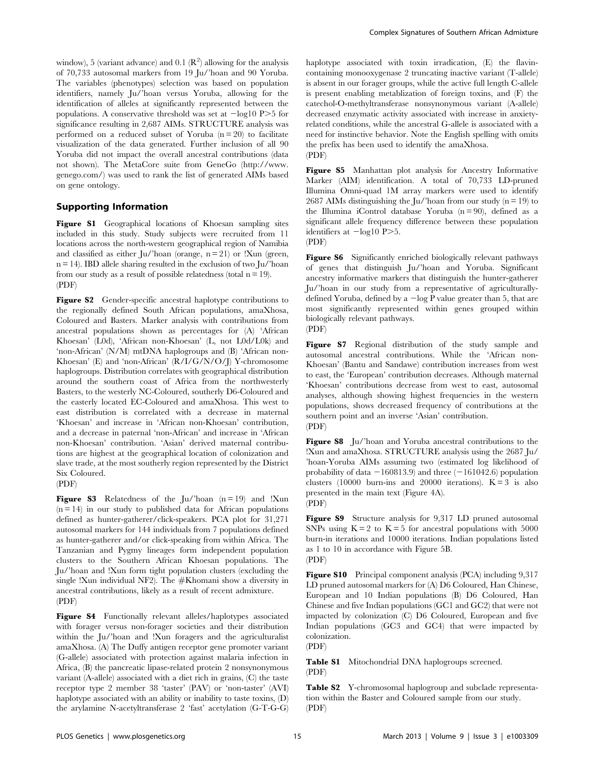window), 5 (variant advance) and 0.1 ($R^2$) allowing for the analysis of 70,733 autosomal markers from 19 Ju/'hoan and 90 Yoruba. The variables (phenotypes) selection was based on population identifiers, namely Ju/'hoan versus Yoruba, allowing for the identification of alleles at significantly represented between the populations. A conservative threshold was set at $-\log10$ P>5 for significance resulting in 2,687 AIMs. STRUCTURE analysis was performed on a reduced subset of Yoruba (n = 20) to facilitate visualization of the data generated. Further inclusion of all 90 Yoruba did not impact the overall ancestral contributions (data not shown). The MetaCore suite from GeneGo (http://www.genego.com/) was used to rank the list of generated AIMs based on gene ontology.

## Supporting Information

**Figure S1** Geographical locations of Khoesan sampling sites included in this study. Study subjects were recruited from 11 locations across the north-western geographical region of Namibia and classified as either Ju/'hoan (orange, n = 21) or !Xun (green, n = 14). IBD allele sharing resulted in the exclusion of two Ju/'hoan from our study as a result of possible relatedness (total n = 19).
(PDF)

**Figure S2** Gender-specific ancestral haplotype contributions to the regionally defined South African populations, amaXhosa, Coloured and Basters. Marker analysis with contributions from ancestral populations shown as percentages for (A) 'African Khoesan' (L0d), 'African non-Khoesan' (L, not L0d/L0k) and 'non-African' (N/M) mtDNA haplogroups and (B) 'African non-Khoesan' (E) and 'non-African' (R/I/G/N/O/J) Y-chromosome haplogroups. Distribution correlates with geographical distribution around the southern coast of Africa from the northwesterly Basters, to the westerly NC-Coloured, southerly D6-Coloured and the easterly located EC-Coloured and amaXhosa. This west to east distribution is correlated with a decrease in maternal 'Khoesan' and increase in 'African non-Khoesan' contribution, and a decrease in paternal 'non-African' and increase in 'African non-Khoesan' contribution. 'Asian' derived maternal contributions are highest at the geographical location of colonization and slave trade, at the most southerly region represented by the District Six Coloured.
(PDF)

**Figure S3** Relatedness of the Ju/'hoan (n = 19) and !Xun (n = 14) in our study to published data for African populations defined as hunter-gatherer/click-speakers. PCA plot for 31,271 autosomal markers for 144 individuals from 7 populations defined as hunter-gatherer and/or click-speaking from within Africa. The Tanzanian and Pygmy lineages form independent population clusters to the Southern African Khoesan populations. The Ju/'hoan and !Xun form tight population clusters (excluding the single !Xun individual NF2). The #Khomani show a diversity in ancestral contributions, likely as a result of recent admixture.
(PDF)

**Figure S4** Functionally relevant alleles/haplotypes associated with forager versus non-forager societies and their distribution within the Ju/'hoan and !Xun foragers and the agriculturalist amaXhosa. (A) The Duffy antigen receptor gene promoter variant (G-allele) associated with protection against malaria infection in Africa, (B) the pancreatic lipase-related protein 2 nonsynonymous variant (A-allele) associated with a diet rich in grains, (C) the taste receptor type 2 member 38 'taster' (PAV) or 'non-taster' (AVI) haplotype associated with an ability or inability to taste toxins, (D) the arylamine N-acetyltransferase 2 'fast' acetylation (G-T-G-G) haplotype associated with toxin irradication, (E) the flavin-containing monooxygenase 2 truncating inactive variant (T-allele) is absent in our forager groups, while the active full length C-allele is present enabling metablization of foreign toxins, and (F) the catechol-O-methyltransferase nonsynonymous variant (A-allele) decreased enzymatic activity associated with increase in anxiety-related conditions, while the ancestral G-allele is associated with a need for instinctive behavior. Note the English spelling with omits the prefix has been used to identify the amaXhosa.
(PDF)

**Figure S5** Manhattan plot analysis for Ancestry Informative Marker (AIM) identification. A total of 70,733 LD-pruned Illumina Omni-quad 1M array markers were used to identify 2687 AIMs distinguishing the Ju/'hoan from our study (n = 19) to the Illumina iControl database Yoruba (n = 90), defined as a significant allele frequency difference between these population identifiers at $-\log10$ P>5.
(PDF)

**Figure S6** Significantly enriched biologically relevant pathways of genes that distinguish Ju/'hoan and Yoruba. Significant ancestry informative markers that distinguish the hunter-gatherer Ju/'hoan in our study from a representative of agriculturally-defined Yoruba, defined by a $-\log$ P value greater than 5, that are most significantly represented within genes grouped within biologically relevant pathways.
(PDF)

**Figure S7** Regional distribution of the study sample and autosomal ancestral contributions. While the 'African non-Khoesan' (Bantu and Sandawe) contribution increases from west to east, the 'European' contribution decreases. Although maternal 'Khoesan' contributions decrease from west to east, autosomal analyses, although showing highest frequencies in the western populations, shows decreased frequency of contributions at the southern point and an inverse 'Asian' contribution.
(PDF)

**Figure S8** Ju/'hoan and Yoruba ancestral contributions to the !Xun and amaXhosa. STRUCTURE analysis using the 2687 Ju/'hoan-Yoruba AIMs assuming two (estimated log likelihood of probability of data −160813.9) and three (−161042.6) population clusters (10000 burn-ins and 20000 iterations). K = 3 is also presented in the main text (Figure 4A).
(PDF)

**Figure S9** Structure analysis for 9,317 LD pruned autosomal SNPs using K = 2 to K = 5 for ancestral populations with 5000 burn-in iterations and 10000 iterations. Indian populations listed as 1 to 10 in accordance with Figure 5B.
(PDF)

**Figure S10** Principal component analysis (PCA) including 9,317 LD pruned autosomal markers for (A) D6 Coloured, Han Chinese, European and 10 Indian populations (B) D6 Coloured, Han Chinese and five Indian populations (GC1 and GC2) that were not impacted by colonization (C) D6 Coloured, European and five Indian populations (GC3 and GC4) that were impacted by colonization.
(PDF)

**Table S1** Mitochondrial DNA haplogroups screened.
(PDF)

**Table S2** Y-chromosomal haplogroup and subclade representation within the Baster and Coloured sample from our study.
(PDF)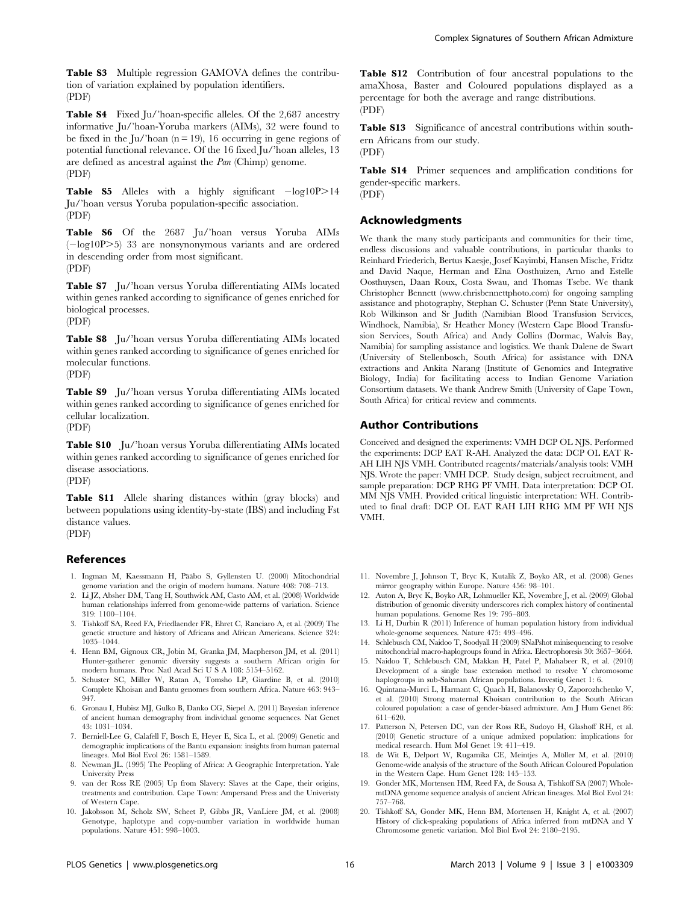**Table S3** Multiple regression GAMOVA defines the contribution of variation explained by population identifiers.
(PDF)

**Table S4** Fixed Ju/'hoan-specific alleles. Of the 2,687 ancestry informative Ju/'hoan-Yoruba markers (AIMs), 32 were found to be fixed in the Ju/'hoan (n = 19), 16 occurring in gene regions of potential functional relevance. Of the 16 fixed Ju/'hoan alleles, 13 are defined as ancestral against the *Pan* (Chimp) genome.
(PDF)

**Table S5** Alleles with a highly significant $-\log10P>14$ Ju/'hoan versus Yoruba population-specific association.
(PDF)

**Table S6** Of the 2687 Ju/'hoan versus Yoruba AIMs ($-\log10P>5$) 33 are nonsynonymous variants and are ordered in descending order from most significant.
(PDF)

**Table S7** Ju/'hoan versus Yoruba differentiating AIMs located within genes ranked according to significance of genes enriched for biological processes.
(PDF)

**Table S8** Ju/'hoan versus Yoruba differentiating AIMs located within genes ranked according to significance of genes enriched for molecular functions.
(PDF)

**Table S9** Ju/'hoan versus Yoruba differentiating AIMs located within genes ranked according to significance of genes enriched for cellular localization.
(PDF)

**Table S10** Ju/'hoan versus Yoruba differentiating AIMs located within genes ranked according to significance of genes enriched for disease associations.
(PDF)

**Table S11** Allele sharing distances within (gray blocks) and between populations using identity-by-state (IBS) and including Fst distance values.
(PDF)

**Table S12** Contribution of four ancestral populations to the amaXhosa, Baster and Coloured populations displayed as a percentage for both the average and range distributions.
(PDF)

**Table S13** Significance of ancestral contributions within southern Africans from our study.
(PDF)

**Table S14** Primer sequences and amplification conditions for gender-specific markers.
(PDF)

## Acknowledgments

We thank the many study participants and communities for their time, endless discussions and valuable contributions, in particular thanks to Reinhard Friederich, Bertus Kaesje, Josef Kayimbi, Hansen Mische, Fridtz and David Naque, Herman and Elna Oosthuizen, Arno and Estelle Oosthuysen, Daan Roux, Costa Swau, and Thomas Tsebe. We thank Christopher Bennett (www.chrisbennettphoto.com) for ongoing sampling assistance and photography, Stephan C. Schuster (Penn State University), Rob Wilkinson and Sr Judith (Namibian Blood Transfusion Services, Windhoek, Namibia), Sr Heather Money (Western Cape Blood Transfusion Services, South Africa) and Andy Collins (Dormac, Walvis Bay, Namibia) for sampling assistance and logistics. We thank Dalene de Swart (University of Stellenbosch, South Africa) for assistance with DNA extractions and Ankita Narang (Institute of Genomics and Integrative Biology, India) for facilitating access to Indian Genome Variation Consortium datasets. We thank Andrew Smith (University of Cape Town, South Africa) for critical review and comments.

## Author Contributions

Conceived and designed the experiments: VMH DCP OL NJS. Performed the experiments: DCP EAT R-AH. Analyzed the data: DCP OL EAT R-AH LIH NJS VMH. Contributed reagents/materials/analysis tools: VMH NJS. Wrote the paper: VMH DCP. Study design, subject recruitment, and sample preparation: DCP RHG PF VMH. Data interpretation: DCP OL MM NJS VMH. Provided critical linguistic interpretation: WH. Contributed to final draft: DCP OL EAT RAH LIH RHG MM PF WH NJS VMH.

## References

1. Ingman M, Kaessmann H, Pääbo S, Gyllensten U. (2000) Mitochondrial genome variation and the origin of modern humans. Nature 408: 708–713.
2. Li JZ, Absher DM, Tang H, Southwick AM, Casto AM, et al. (2008) Worldwide human relationships inferred from genome-wide patterns of variation. Science 319: 1100–1104.
3. Tishkoff SA, Reed FA, Friedlaender FR, Ehret C, Ranciaro A, et al. (2009) The genetic structure and history of Africans and African Americans. Science 324: 1035–1044.
4. Henn BM, Gignoux CR, Jobin M, Granka JM, Macpherson JM, et al. (2011) Hunter-gatherer genomic diversity suggests a southern African origin for modern humans. Proc Natl Acad Sci U S A 108: 5154–5162.
5. Schuster SC, Miller W, Ratan A, Tomsho LP, Giardine B, et al. (2010) Complete Khoisan and Bantu genomes from southern Africa. Nature 463: 943–947.
6. Gronau I, Hubisz MJ, Gulko B, Danko CG, Siepel A. (2011) Bayesian inference of ancient human demography from individual genome sequences. Nat Genet 43: 1031–1034.
7. Berniell-Lee G, Calafell F, Bosch E, Heyer E, Sica L, et al. (2009) Genetic and demographic implications of the Bantu expansion: insights from human paternal lineages. Mol Biol Evol 26: 1581–1589.
8. Newman JL. (1995) The Peopling of Africa: A Geographic Interpretation. Yale University Press
9. van der Ross RE (2005) Up from Slavery: Slaves at the Cape, their origins, treatments and contribution. Cape Town: Ampersand Press and the Univeristy of Western Cape.
10. Jakobsson M, Scholz SW, Scheet P, Gibbs JR, VanLiere JM, et al. (2008) Genotype, haplotype and copy-number variation in worldwide human populations. Nature 451: 998–1003.
11. Novembre J, Johnson T, Bryc K, Kutalik Z, Boyko AR, et al. (2008) Genes mirror geography within Europe. Nature 456: 98–101.
12. Auton A, Bryc K, Boyko AR, Lohmueller KE, Novembre J, et al. (2009) Global distribution of genomic diversity underscores rich complex history of continental human populations. Genome Res 19: 795–803.
13. Li H, Durbin R (2011) Inference of human population history from individual whole-genome sequences. Nature 475: 493–496.
14. Schlebusch CM, Naidoo T, Soodyall H (2009) SNaPshot minisequencing to resolve mitochondrial macro-haplogroups found in Africa. Electrophoresis 30: 3657–3664.
15. Naidoo T, Schlebusch CM, Makkan H, Patel P, Mahabeer R, et al. (2010) Development of a single base extension method to resolve Y chromosome haplogroups in sub-Saharan African populations. Investig Genet 1: 6.
16. Quintana-Murci L, Harmant C, Quach H, Balanovsky O, Zaporozhchenko V, et al. (2010) Strong maternal Khoisan contribution to the South African coloured population: a case of gender-biased admixture. Am J Hum Genet 86: 611–620.
17. Patterson N, Petersen DC, van der Ross RE, Sudoyo H, Glashoff RH, et al. (2010) Genetic structure of a unique admixed population: implications for medical research. Hum Mol Genet 19: 411–419.
18. de Wit E, Delport W, Rugamika CE, Meintjes A, Möller M, et al. (2010) Genome-wide analysis of the structure of the South African Coloured Population in the Western Cape. Hum Genet 128: 145–153.
19. Gonder MK, Mortensen HM, Reed FA, de Sousa A, Tishkoff SA (2007) Whole-mtDNA genome sequence analysis of ancient African lineages. Mol Biol Evol 24: 757–768.
20. Tishkoff SA, Gonder MK, Henn BM, Mortensen H, Knight A, et al. (2007) History of click-speaking populations of Africa inferred from mtDNA and Y Chromosome genetic variation. Mol Biol Evol 24: 2180–2195.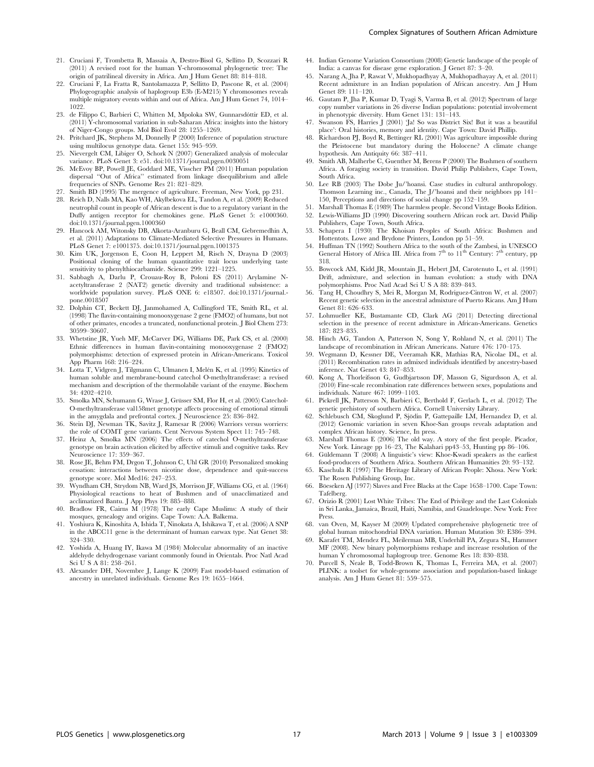21. Cruciani F, Trombetta B, Massaia A, Destro-Bisol G, Sellitto D, Scozzari R (2011) A revised root for the human Y-chromosomal phylogenetic tree: The origin of patrilineal diversity in Africa. Am J Hum Genet 88: 814–818.
22. Cruciani F, La Fratta R, Santolamazza P, Sellitto D, Pascone R, et al. (2004) Phylogeographic analysis of haplogroup E3b (E-M215) Y chromosomes reveals multiple migratory events within and out of Africa. Am J Hum Genet 74, 1014–1022.
23. de Filippo C, Barbieri C, Whitten M, Mpoloka SW, Gunnarsdóttir ED, et al. (2011) Y-chromosomal variation in sub-Saharan Africa: insights into the history of Niger-Congo groups. Mol Biol Evol 28: 1255–1269.
24. Pritchard JK, Stephens M, Donnelly P (2000) Inference of population structure using multilocus genotype data. Genet 155: 945–959.
25. Nievergelt CM, Libiger O, Schork N (2007) Generalized analysis of molecular variance. PLoS Genet 3: e51. doi:10.1371/journal.pgen.0030051
26. McEvoy BP, Powell JE, Goddard ME, Visscher PM (2011) Human population dispersal "Out of Africa" estimated from linkage disequilibrium and allele frequencies of SNPs. Genome Res 21: 821–829.
27. Smith BD (1995) The mergence of agriculture. Freeman, New York, pp 231.
28. Reich D, Nalls MA, Kao WH, Akylbekova EL, Tandon A, et al. (2009) Reduced neutrophil count in people of African descent is due to a regulatory variant in the Duffy antigen receptor for chemokines gene. PLoS Genet 5: e1000360. doi:10.1371/journal.pgen.1000360
29. Hancock AM, Witonsky DB, Alkorta-Aranburu G, Beall CM, Gebremedhin A, et al. (2011) Adaptations to Climate-Mediated Selective Pressures in Humans. PLoS Genet 7: e1001375. doi:10.1371/journal.pgen.1001375
30. Kim UK, Jorgenson E, Coon H, Leppert M, Risch N, Drayna D (2003) Positional cloning of the human quantitative trait locus underlying taste sensitivity to phenylthiocarbamide. Science 299: 1221–1225.
31. Sabbagh A, Darlu P, Crouau-Roy B, Poloni ES (2011) Arylamine N-acetyltransferase 2 (NAT2) genetic diversity and traditional subsistence: a worldwide population survey. PLoS ONE 6: e18507. doi:10.1371/journal.pone.0018507
32. Dolphin CT, Beckett DJ, Janmohamed A, Cullingford TE, Smith RL, et al. (1998) The flavin-containing monooxygenase 2 gene (FMO2) of humans, but not of other primates, encodes a truncated, nonfunctional protein. J Biol Chem 273: 30599–30607.
33. Whetstine JR, Yueh MF, McCarver DG, Williams DE, Park CS, et al. (2000) Ethnic differences in human flavin-containing monooxygenase 2 (FMO2) polymorphisms: detection of expressed protein in African-Americans. Toxicol App Pharm 168: 216–224.
34. Lotta T, Vidgren J, Tilgmann C, Ulmanen I, Melén K, et al. (1995) Kinetics of human soluble and membrane-bound catechol O-methyltransferase: a revised mechanism and description of the thermolabile variant of the enzyme. Biochem 34: 4202–4210.
35. Smolka MN, Schumann G, Wrase J, Grüsser SM, Flor H, et al. (2005) Catechol-O-methyltransferase val158met genotype affects processing of emotional stimuli in the amygdala and prefrontal cortex. J Neuroscience 25: 836–842.
36. Stein DJ, Newman TK, Savitz J, Ramesar R (2006) Warriors versus worriers: the role of COMT gene variants. Cent Nervous System Spect 11: 745–748.
37. Heinz A, Smolka MN (2006) The effects of catechol O-methyltransferase genotype on brain activation elicited by affective stimuli and cognitive tasks. Rev Neuroscience 17: 359–367.
38. Rose JE, Behm FM, Drgon T, Johnson C, Uhl GR (2010) Personalized smoking cessation: interactions between nicotine dose, dependence and quit-success genotype score. Mol Med16: 247–253.
39. Wyndham CH, Strydom NB, Ward JS, Morrison JF, Williams CG, et al. (1964) Physiological reactions to heat of Bushmen and of unacclimatized and acclimatized Bantu. J App Phys 19: 885–888.
40. Bradlow FR, Cairns M (1978) The early Cape Muslims: A study of their mosques, genealogy and origins. Cape Town: A.A. Balkema.
41. Yoshiura K, Kinoshita A, Ishida T, Ninokata A, Ishikawa T, et al. (2006) A SNP in the ABCC11 gene is the determinant of human earwax type. Nat Genet 38: 324–330.
42. Yoshida A, Huang IY, Ikawa M (1984) Molecular abnormality of an inactive aldehyde dehydrogenase variant commonly found in Orientals. Proc Natl Acad Sci U S A 81: 258–261.
43. Alexander DH, Novembre J, Lange K (2009) Fast model-based estimation of ancestry in unrelated individuals. Genome Res 19: 1655–1664.
44. Indian Genome Variation Consortium (2008) Genetic landscape of the people of India: a canvas for disease gene exploration. J Genet 87: 3–20.
45. Narang A, Jha P, Rawat V, Mukhopadhyay A, Mukhopadhayay A, et al. (2011) Recent admixture in an Indian population of African ancestry. Am J Hum Genet 89: 111–120.
46. Gautam P, Jha P, Kumar D, Tyagi S, Varma B, et al. (2012) Spectrum of large copy number variations in 26 diverse Indian populations: potential involvement in phenotypic diversity. Hum Genet 131: 131–143.
47. Swanson FS, Harries J (2001) 'Ja! So was District Six! But it was a beautiful place': Oral histories, memory and identity. Cape Town: David Phillip.
48. Richardson PJ, Boyd R, Bettinger RL (2001) Was agriculture impossible during the Pleistocene but mandatory during the Holocene? A climate change hypothesis. Am Antiquity 66: 387–411.
49. Smith AB, Malherbe C, Guenther M, Berens P (2000) The Bushmen of southern Africa. A foraging society in transition. David Philip Publishers, Cape Town, South Africa.
50. Lee RB (2003) The Dobe Ju/'hoansi. Case studies in cultural anthropology. Thomson Learning inc., Canada, The J/'hoansi and their neighbors pp 141–150, Perceptions and directions of social change pp 152–159.
51. Marshall Thomas E (1989) The harmless people. Second Vintage Books Edition.
52. Lewis-Williams JD (1990) Discovering southern African rock art. David Philip Publishers, Cape Town, South Africa.
53. Schapera I (1930) The Khoisan Peoples of South Africa: Bushmen and Hottentots. Lowe and Brydone Printers, London pp 51–59.
54. Huffman TN (1992) Southern Africa to the south of the Zambesi, in UNESCO General History of Africa III. Africa from 7th to 11th Century: 7th century, pp 318.
55. Bowcock AM, Kidd JR, Mountain JL, Hebert JM, Carotenuto L, et al. (1991) Drift, admixture, and selection in human evolution: a study with DNA polymorphisms. Proc Natl Acad Sci U S A 88: 839–843.
56. Tang H, Choudhry S, Mei R, Morgan M, Rodriguez-Cintron W, et al. (2007) Recent genetic selection in the ancestral admixture of Puerto Ricans. Am J Hum Genet 81: 626–633.
57. Lohmueller KE, Bustamante CD, Clark AG (2011) Detecting directional selection in the presence of recent admixture in African-Americans. Genetics 187: 823–835.
58. Hinch AG, Tandon A, Patterson N, Song Y, Rohland N, et al. (2011) The landscape of recombination in African Americans. Nature 476: 170–175.
59. Wegmann D, Kessner DE, Veeramah KR, Mathias RA, Nicolae DL, et al. (2011) Recombination rates in admixed individuals identified by ancestry-based inference. Nat Genet 43: 847–853.
60. Kong A, Thorleifsson G, Gudbjartsson DF, Masson G, Sigurdsson A, et al. (2010) Fine-scale recombination rate differences between sexes, populations and individuals. Nature 467: 1099–1103.
61. Pickrell JK, Patterson N, Barbieri C, Berthold F, Gerlach L, et al. (2012) The genetic prehistory of southern Africa. Cornell University Library.
62. Schlebusch CM, Skoglund P, Sjödin P, Gattepaille LM, Hernandez D, et al. (2012) Genomic variation in seven Khoe-San groups reveals adaptation and complex African history. Science, In press.
63. Marshall Thomas E (2006) The old way. A story of the first people. Picador, New York. Lineage pp 16–23, The Kalahari pp43–53, Hunting pp 86–106.
64. Güldemann T (2008) A linguistic's view: Khoe-Kwadi speakers as the earliest food-producers of Southern Africa. Southern African Humanities 20: 93–132.
65. Kaschula R (1997) The Heritage Library of African People: Xhosa. New York: The Rosen Publishing Group, Inc.
66. Böeseken AJ (1977) Slaves and Free Blacks at the Cape 1658–1700. Cape Town: Tafelberg.
67. Orizio R (2001) Lost White Tribes: The End of Privilege and the Last Colonials in Sri Lanka, Jamaica, Brazil, Haiti, Namibia, and Guadeloupe. New York: Free Press.
68. van Oven, M, Kayser M (2009) Updated comprehensive phylogenetic tree of global human mitochondrial DNA variation. Human Mutation 30: E386–394.
69. Karafet TM, Mendez FL, Meilerman MB, Underhill PA, Zegura SL, Hammer MF (2008). New binary polymorphisms reshape and increase resolution of the human Y chromosomal haplogroup tree. Genome Res 18: 830–838.
70. Purcell S, Neale B, Todd-Brown K, Thomas L, Ferreira MA, et al. (2007) PLINK: a toolset for whole-genome association and population-based linkage analysis. Am J Hum Genet 81: 559–575.